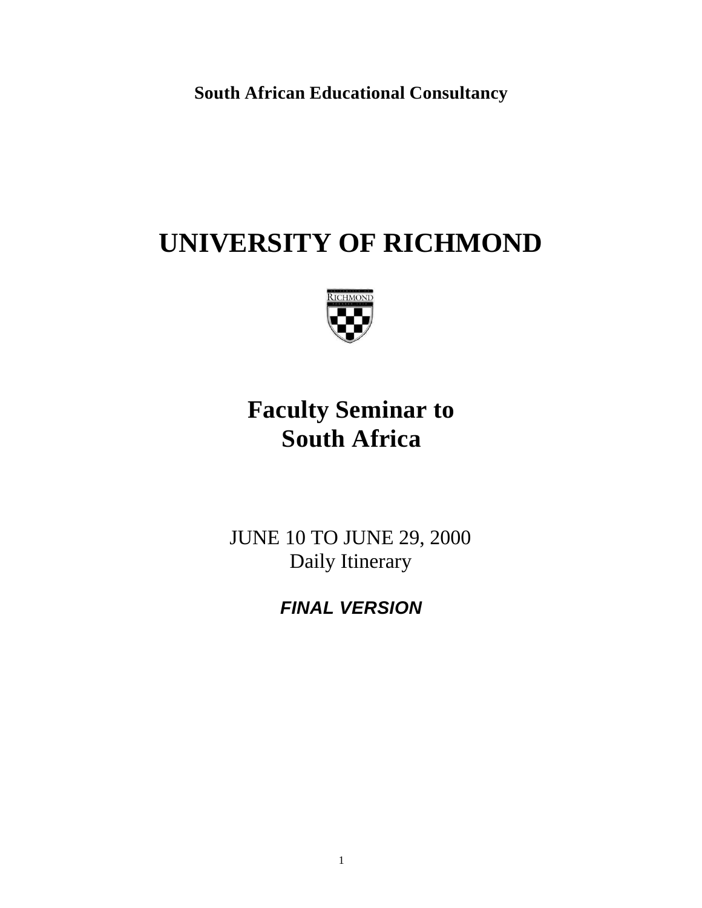**South African Educational Consultancy**

# UNIVERSITY OF RICHMOND

## Faculty Seminar to South Africa

JUNE 10 TO JUNE 29, 2000
Daily Itinerary

***FINAL VERSION***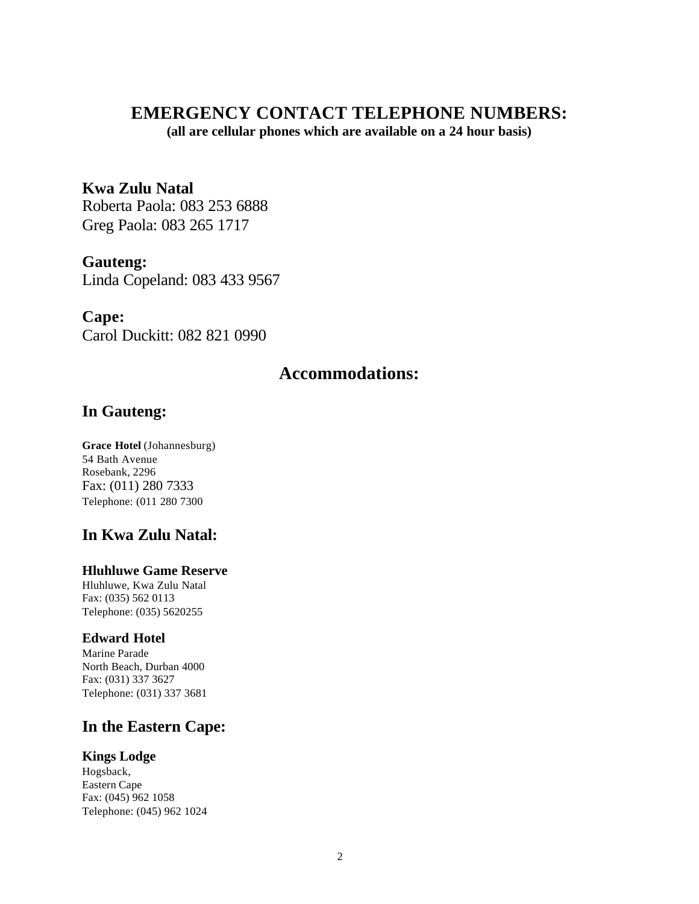# EMERGENCY CONTACT TELEPHONE NUMBERS:

**(all are cellular phones which are available on a 24 hour basis)**

### Kwa Zulu Natal

Roberta Paola: 083 253 6888
Greg Paola: 083 265 1717

### Gauteng:

Linda Copeland: 083 433 9567

### Cape:

Carol Duckitt: 082 821 0990

## Accommodations:

### In Gauteng:

**Grace Hotel** (Johannesburg)
54 Bath Avenue
Rosebank, 2296
Fax: (011) 280 7333
Telephone: (011 280 7300

### In Kwa Zulu Natal:

**Hluhluwe Game Reserve**
Hluhluwe, Kwa Zulu Natal
Fax: (035) 562 0113
Telephone: (035) 5620255

**Edward Hotel**
Marine Parade
North Beach, Durban 4000
Fax: (031) 337 3627
Telephone: (031) 337 3681

### In the Eastern Cape:

**Kings Lodge**
Hogsback,
Eastern Cape
Fax: (045) 962 1058
Telephone: (045) 962 1024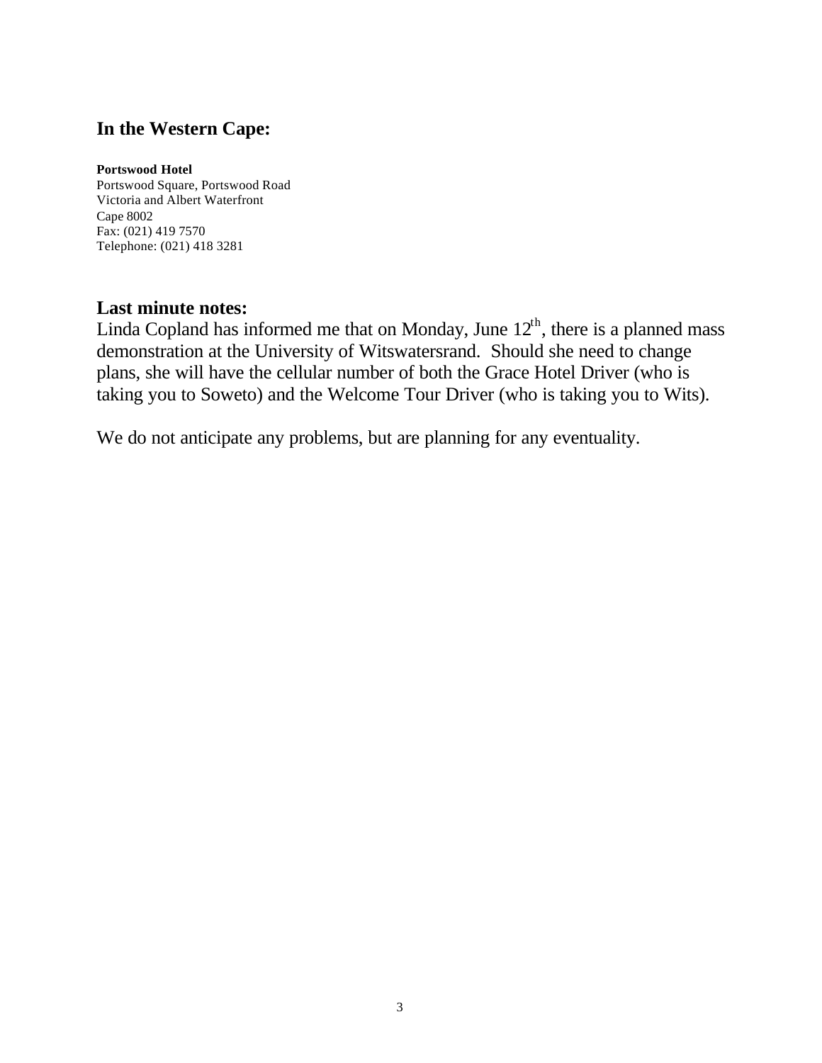## In the Western Cape:

**Portswood Hotel**
Portswood Square, Portswood Road
Victoria and Albert Waterfront
Cape 8002
Fax: (021) 419 7570
Telephone: (021) 418 3281

## Last minute notes:

Linda Copland has informed me that on Monday, June 12th, there is a planned mass demonstration at the University of Witswatersrand. Should she need to change plans, she will have the cellular number of both the Grace Hotel Driver (who is taking you to Soweto) and the Welcome Tour Driver (who is taking you to Wits).

We do not anticipate any problems, but are planning for any eventuality.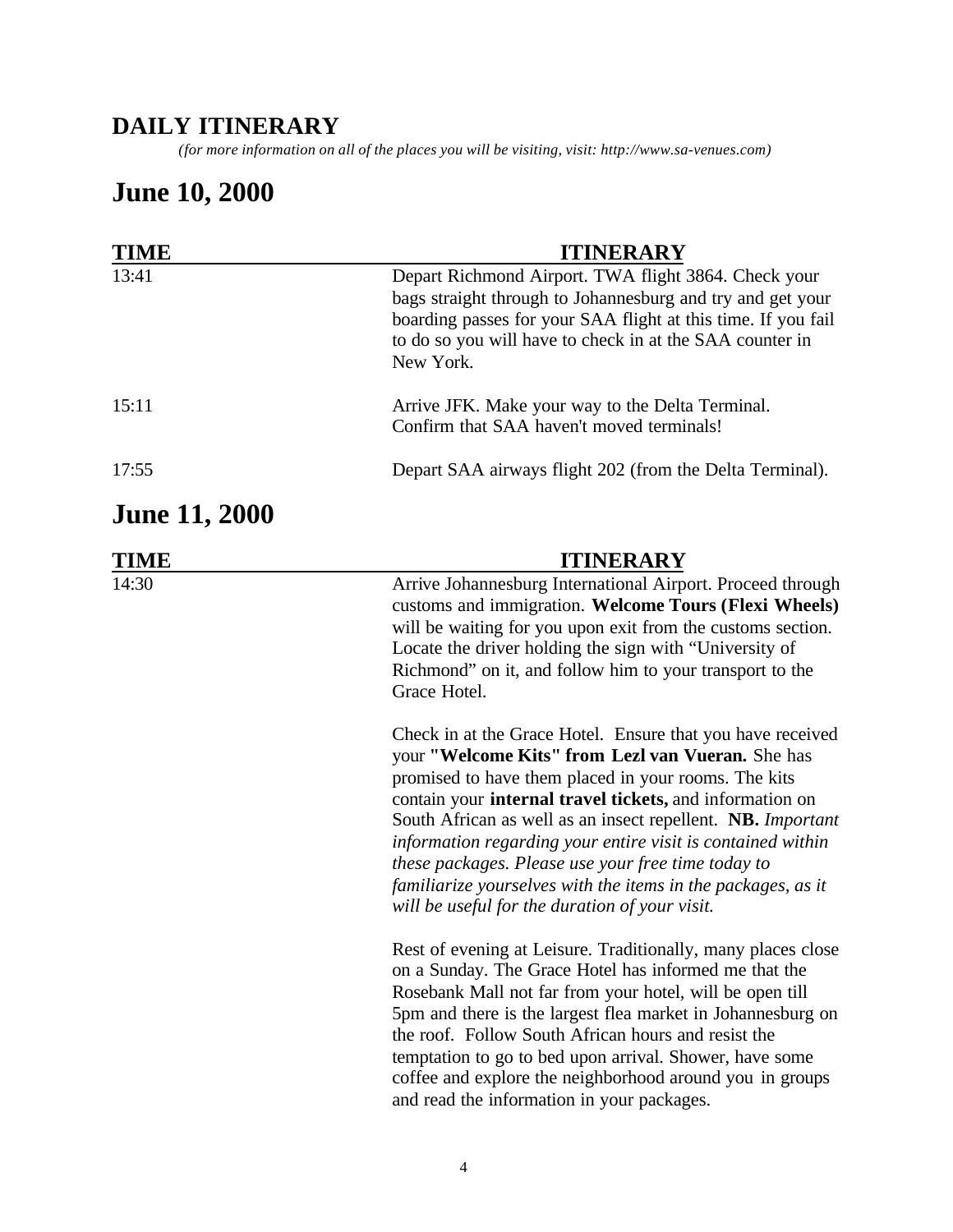## DAILY ITINERARY

*(for more information on all of the places you will be visiting, visit: http://www.sa-venues.com)*

# June 10, 2000

| TIME | ITINERARY |
| --- | --- |
| 13:41 | Depart Richmond Airport. TWA flight 3864. Check your bags straight through to Johannesburg and try and get your boarding passes for your SAA flight at this time. If you fail to do so you will have to check in at the SAA counter in New York. |
| 15:11 | Arrive JFK. Make your way to the Delta Terminal. Confirm that SAA haven't moved terminals! |
| 17:55 | Depart SAA airways flight 202 (from the Delta Terminal). |

# June 11, 2000

| TIME | ITINERARY |
| --- | --- |
| 14:30 | Arrive Johannesburg International Airport. Proceed through customs and immigration. **Welcome Tours (Flexi Wheels)** will be waiting for you upon exit from the customs section. Locate the driver holding the sign with "University of Richmond" on it, and follow him to your transport to the Grace Hotel.<br><br>Check in at the Grace Hotel. Ensure that you have received your **"Welcome Kits" from Lezl van Vueran.** She has promised to have them placed in your rooms. The kits contain your **internal travel tickets,** and information on South African as well as an insect repellent. **NB.** *Important information regarding your entire visit is contained within these packages. Please use your free time today to familiarize yourselves with the items in the packages, as it will be useful for the duration of your visit.*<br><br>Rest of evening at Leisure. Traditionally, many places close on a Sunday. The Grace Hotel has informed me that the Rosebank Mall not far from your hotel, will be open till 5pm and there is the largest flea market in Johannesburg on the roof. Follow South African hours and resist the temptation to go to bed upon arrival. Shower, have some coffee and explore the neighborhood around you in groups and read the information in your packages. |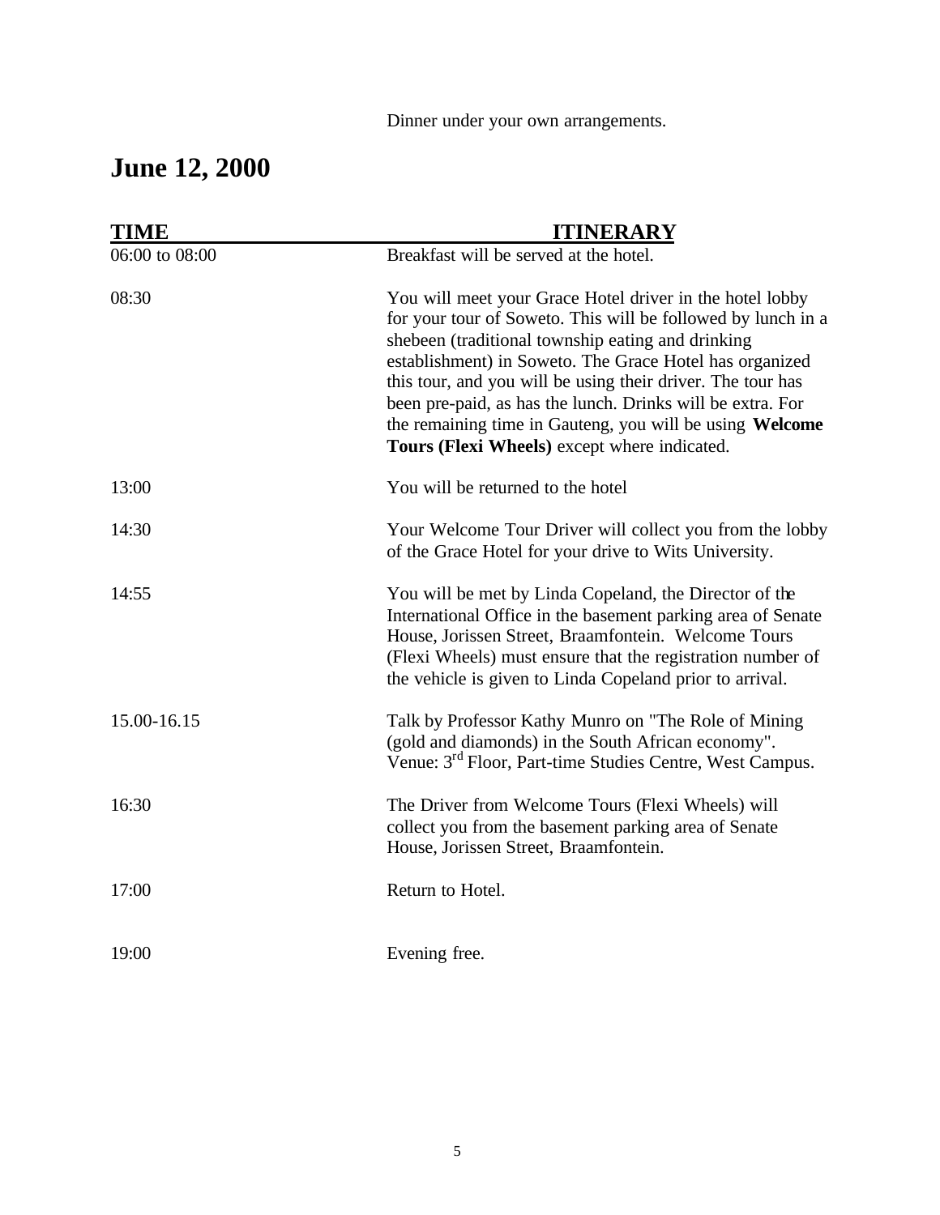Dinner under your own arrangements.

## June 12, 2000

| TIME | ITINERARY |
|---|---|
| 06:00 to 08:00 | Breakfast will be served at the hotel. |
| 08:30 | You will meet your Grace Hotel driver in the hotel lobby for your tour of Soweto. This will be followed by lunch in a shebeen (traditional township eating and drinking establishment) in Soweto. The Grace Hotel has organized this tour, and you will be using their driver. The tour has been pre-paid, as has the lunch. Drinks will be extra. For the remaining time in Gauteng, you will be using **Welcome Tours (Flexi Wheels)** except where indicated. |
| 13:00 | You will be returned to the hotel |
| 14:30 | Your Welcome Tour Driver will collect you from the lobby of the Grace Hotel for your drive to Wits University. |
| 14:55 | You will be met by Linda Copeland, the Director of the International Office in the basement parking area of Senate House, Jorissen Street, Braamfontein. Welcome Tours (Flexi Wheels) must ensure that the registration number of the vehicle is given to Linda Copeland prior to arrival. |
| 15.00-16.15 | Talk by Professor Kathy Munro on "The Role of Mining (gold and diamonds) in the South African economy". Venue: 3rd Floor, Part-time Studies Centre, West Campus. |
| 16:30 | The Driver from Welcome Tours (Flexi Wheels) will collect you from the basement parking area of Senate House, Jorissen Street, Braamfontein. |
| 17:00 | Return to Hotel. |
| 19:00 | Evening free. |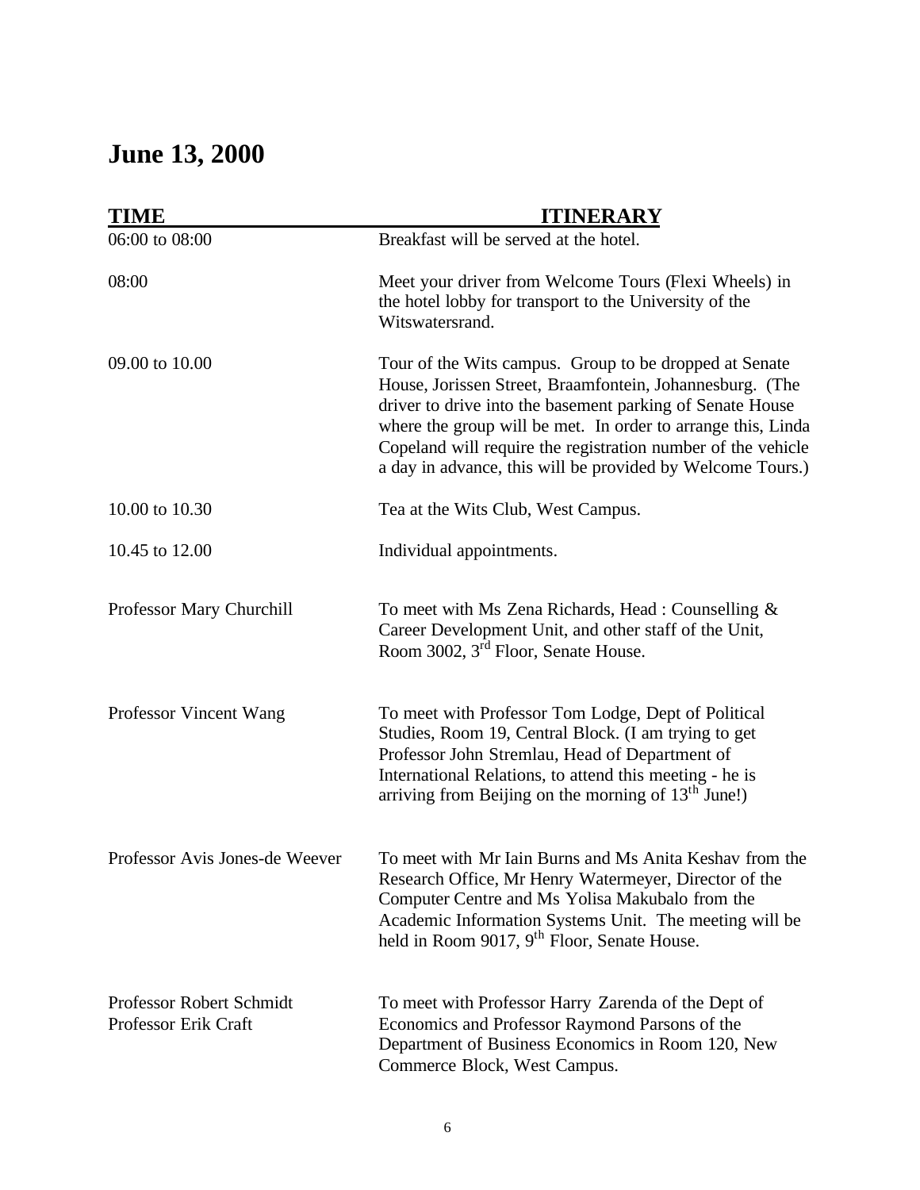## June 13, 2000

| TIME | ITINERARY |
|---|---|
| 06:00 to 08:00 | Breakfast will be served at the hotel. |
| 08:00 | Meet your driver from Welcome Tours (Flexi Wheels) in the hotel lobby for transport to the University of the Witswatersrand. |
| 09.00 to 10.00 | Tour of the Wits campus. Group to be dropped at Senate House, Jorissen Street, Braamfontein, Johannesburg. (The driver to drive into the basement parking of Senate House where the group will be met. In order to arrange this, Linda Copeland will require the registration number of the vehicle a day in advance, this will be provided by Welcome Tours.) |
| 10.00 to 10.30 | Tea at the Wits Club, West Campus. |
| 10.45 to 12.00 | Individual appointments. |
| Professor Mary Churchill | To meet with Ms Zena Richards, Head : Counselling & Career Development Unit, and other staff of the Unit, Room 3002, 3rd Floor, Senate House. |
| Professor Vincent Wang | To meet with Professor Tom Lodge, Dept of Political Studies, Room 19, Central Block. (I am trying to get Professor John Stremlau, Head of Department of International Relations, to attend this meeting - he is arriving from Beijing on the morning of 13th June!) |
| Professor Avis Jones-de Weever | To meet with Mr Iain Burns and Ms Anita Keshav from the Research Office, Mr Henry Watermeyer, Director of the Computer Centre and Ms Yolisa Makubalo from the Academic Information Systems Unit. The meeting will be held in Room 9017, 9th Floor, Senate House. |
| Professor Robert Schmidt<br>Professor Erik Craft | To meet with Professor Harry Zarenda of the Dept of Economics and Professor Raymond Parsons of the Department of Business Economics in Room 120, New Commerce Block, West Campus. |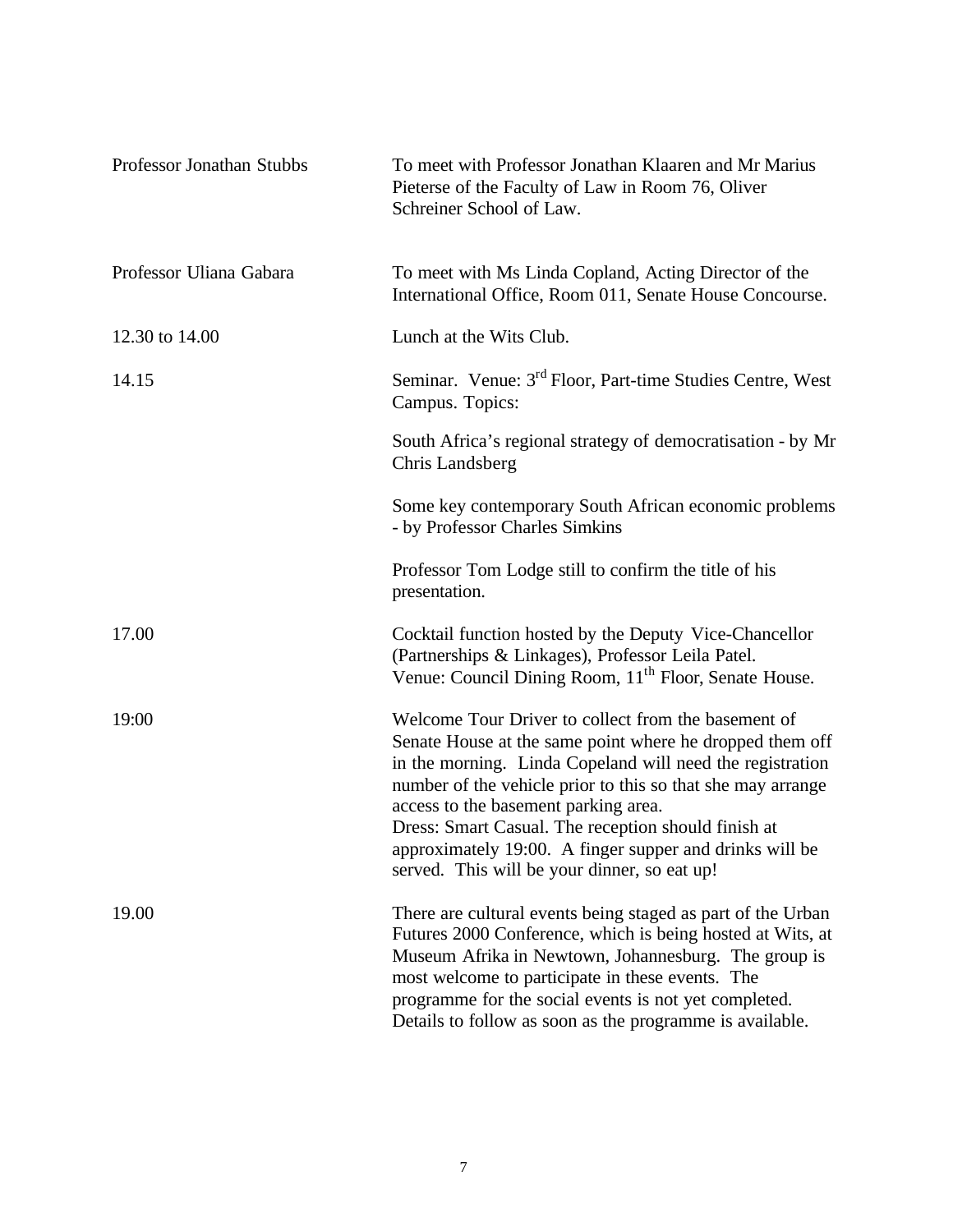| | |
|---|---|
| Professor Jonathan Stubbs | To meet with Professor Jonathan Klaaren and Mr Marius Pieterse of the Faculty of Law in Room 76, Oliver Schreiner School of Law. |
| Professor Uliana Gabara | To meet with Ms Linda Copland, Acting Director of the International Office, Room 011, Senate House Concourse. |
| 12.30 to 14.00 | Lunch at the Wits Club. |
| 14.15 | Seminar. Venue: 3rd Floor, Part-time Studies Centre, West Campus. Topics:<br><br>South Africa's regional strategy of democratisation - by Mr Chris Landsberg<br><br>Some key contemporary South African economic problems - by Professor Charles Simkins<br><br>Professor Tom Lodge still to confirm the title of his presentation. |
| 17.00 | Cocktail function hosted by the Deputy Vice-Chancellor (Partnerships & Linkages), Professor Leila Patel.<br>Venue: Council Dining Room, 11th Floor, Senate House. |
| 19:00 | Welcome Tour Driver to collect from the basement of Senate House at the same point where he dropped them off in the morning. Linda Copeland will need the registration number of the vehicle prior to this so that she may arrange access to the basement parking area.<br>Dress: Smart Casual. The reception should finish at approximately 19:00. A finger supper and drinks will be served. This will be your dinner, so eat up! |
| 19.00 | There are cultural events being staged as part of the Urban Futures 2000 Conference, which is being hosted at Wits, at Museum Afrika in Newtown, Johannesburg. The group is most welcome to participate in these events. The programme for the social events is not yet completed. Details to follow as soon as the programme is available. |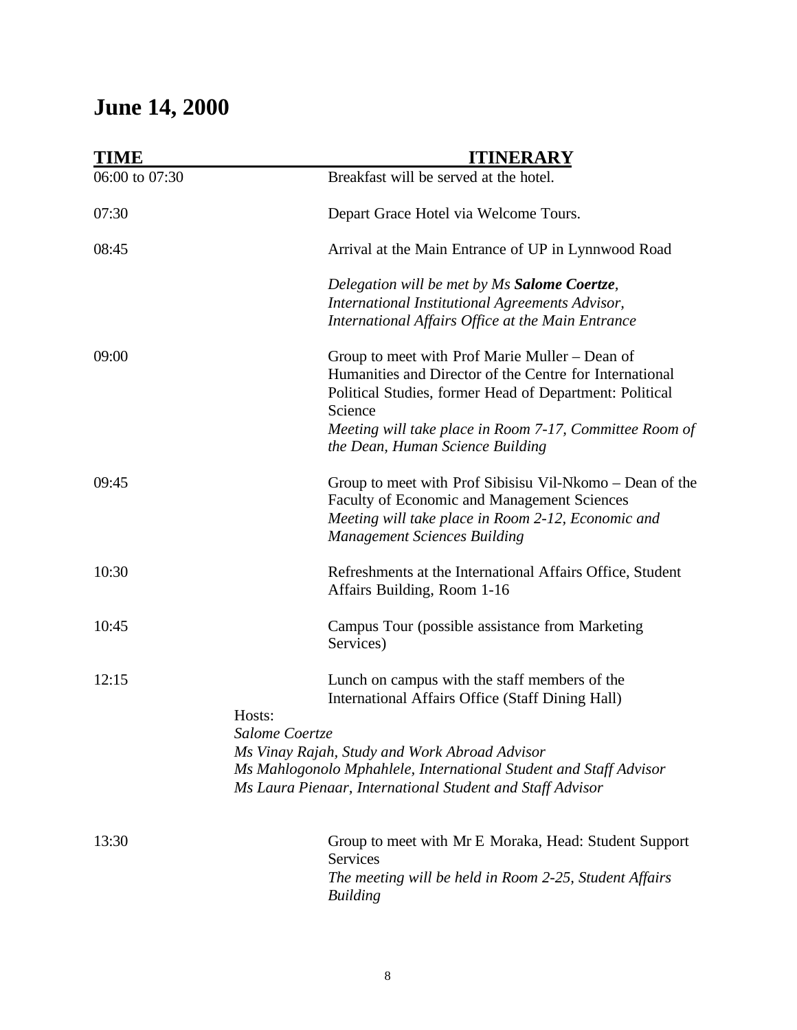# June 14, 2000

| TIME | ITINERARY |
|---|---|
| 06:00 to 07:30 | Breakfast will be served at the hotel. |
| 07:30 | Depart Grace Hotel via Welcome Tours. |
| 08:45 | Arrival at the Main Entrance of UP in Lynnwood Road<br><br>*Delegation will be met by Ms **Salome Coertze**, International Institutional Agreements Advisor, International Affairs Office at the Main Entrance* |
| 09:00 | Group to meet with Prof Marie Muller – Dean of Humanities and Director of the Centre for International Political Studies, former Head of Department: Political Science<br>*Meeting will take place in Room 7-17, Committee Room of the Dean, Human Science Building* |
| 09:45 | Group to meet with Prof Sibisisu Vil-Nkomo – Dean of the Faculty of Economic and Management Sciences<br>*Meeting will take place in Room 2-12, Economic and Management Sciences Building* |
| 10:30 | Refreshments at the International Affairs Office, Student Affairs Building, Room 1-16 |
| 10:45 | Campus Tour (possible assistance from Marketing Services) |
| 12:15 | Lunch on campus with the staff members of the International Affairs Office (Staff Dining Hall) |

Hosts:
*Salome Coertze*
*Ms Vinay Rajah, Study and Work Abroad Advisor*
*Ms Mahlogonolo Mphahlele, International Student and Staff Advisor*
*Ms Laura Pienaar, International Student and Staff Advisor*

| | |
|---|---|
| 13:30 | Group to meet with Mr E Moraka, Head: Student Support Services<br>*The meeting will be held in Room 2-25, Student Affairs Building* |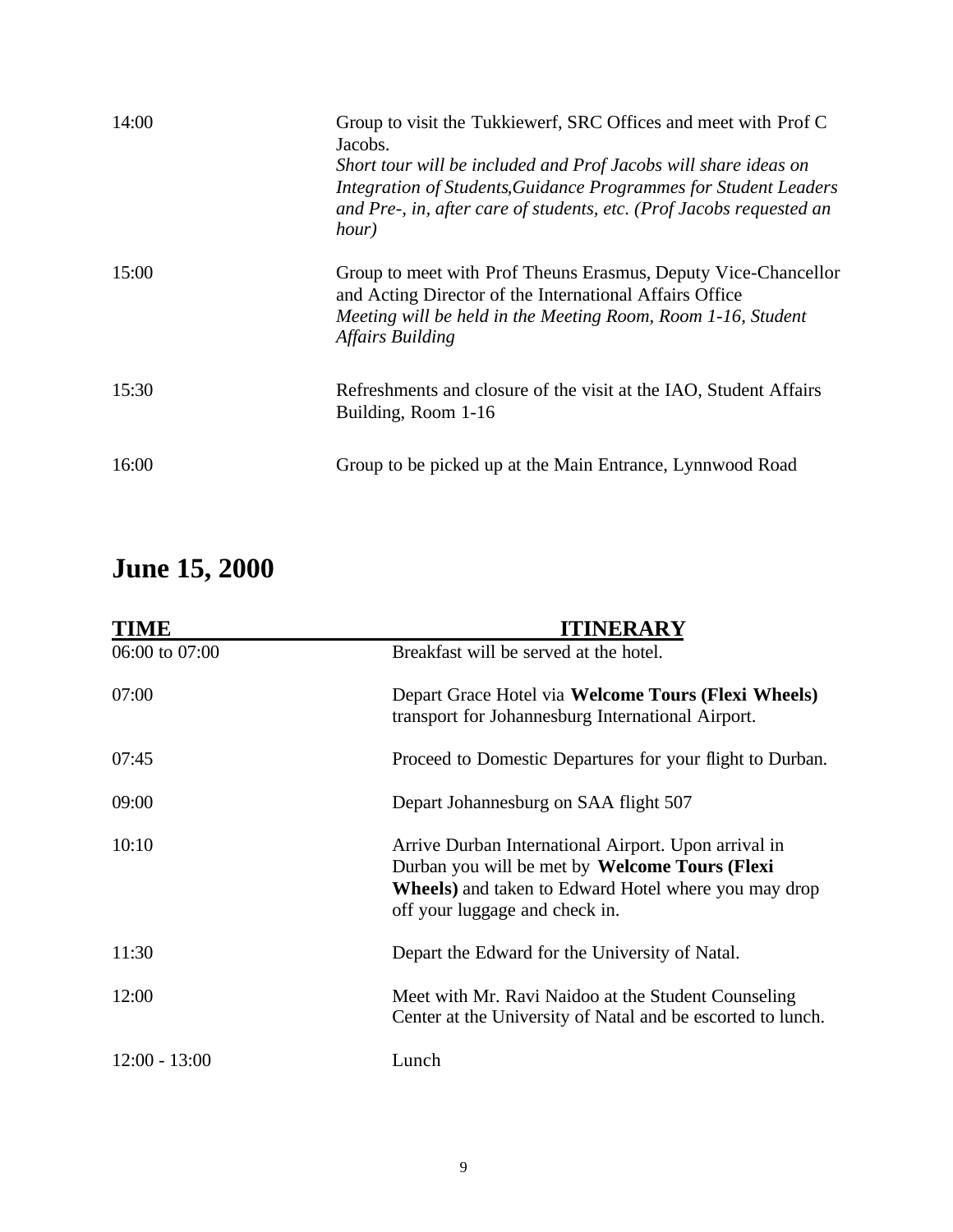| | |
|---|---|
| 14:00 | Group to visit the Tukkiewerf, SRC Offices and meet with Prof C Jacobs. *Short tour will be included and Prof Jacobs will share ideas on Integration of Students,Guidance Programmes for Student Leaders and Pre-, in, after care of students, etc. (Prof Jacobs requested an hour)* |
| 15:00 | Group to meet with Prof Theuns Erasmus, Deputy Vice-Chancellor and Acting Director of the International Affairs Office *Meeting will be held in the Meeting Room, Room 1-16, Student Affairs Building* |
| 15:30 | Refreshments and closure of the visit at the IAO, Student Affairs Building, Room 1-16 |
| 16:00 | Group to be picked up at the Main Entrance, Lynnwood Road |

# June 15, 2000

| TIME | ITINERARY |
|---|---|
| 06:00 to 07:00 | Breakfast will be served at the hotel. |
| 07:00 | Depart Grace Hotel via **Welcome Tours (Flexi Wheels)** transport for Johannesburg International Airport. |
| 07:45 | Proceed to Domestic Departures for your flight to Durban. |
| 09:00 | Depart Johannesburg on SAA flight 507 |
| 10:10 | Arrive Durban International Airport. Upon arrival in Durban you will be met by **Welcome Tours (Flexi Wheels)** and taken to Edward Hotel where you may drop off your luggage and check in. |
| 11:30 | Depart the Edward for the University of Natal. |
| 12:00 | Meet with Mr. Ravi Naidoo at the Student Counseling Center at the University of Natal and be escorted to lunch. |
| 12:00 - 13:00 | Lunch |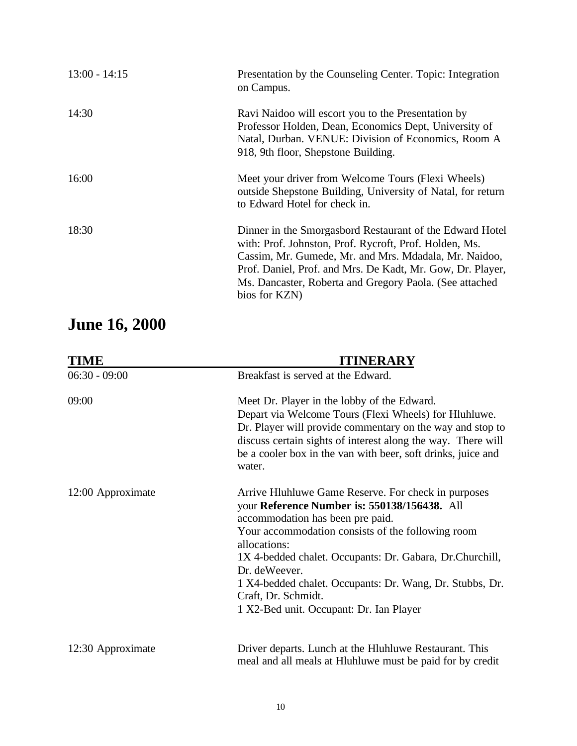| | |
|---|---|
| 13:00 - 14:15 | Presentation by the Counseling Center. Topic: Integration on Campus. |
| 14:30 | Ravi Naidoo will escort you to the Presentation by Professor Holden, Dean, Economics Dept, University of Natal, Durban. VENUE: Division of Economics, Room A 918, 9th floor, Shepstone Building. |
| 16:00 | Meet your driver from Welcome Tours (Flexi Wheels) outside Shepstone Building, University of Natal, for return to Edward Hotel for check in. |
| 18:30 | Dinner in the Smorgasbord Restaurant of the Edward Hotel with: Prof. Johnston, Prof. Rycroft, Prof. Holden, Ms. Cassim, Mr. Gumede, Mr. and Mrs. Mdadala, Mr. Naidoo, Prof. Daniel, Prof. and Mrs. De Kadt, Mr. Gow, Dr. Player, Ms. Dancaster, Roberta and Gregory Paola. (See attached bios for KZN) |

# June 16, 2000

| TIME | ITINERARY |
|---|---|
| 06:30 - 09:00 | Breakfast is served at the Edward. |
| 09:00 | Meet Dr. Player in the lobby of the Edward. Depart via Welcome Tours (Flexi Wheels) for Hluhluwe. Dr. Player will provide commentary on the way and stop to discuss certain sights of interest along the way. There will be a cooler box in the van with beer, soft drinks, juice and water. |
| 12:00 Approximate | Arrive Hluhluwe Game Reserve. For check in purposes your **Reference Number is: 550138/156438.** All accommodation has been pre paid. Your accommodation consists of the following room allocations: 1X 4-bedded chalet. Occupants: Dr. Gabara, Dr.Churchill, Dr. deWeever. 1 X4-bedded chalet. Occupants: Dr. Wang, Dr. Stubbs, Dr. Craft, Dr. Schmidt. 1 X2-Bed unit. Occupant: Dr. Ian Player |
| 12:30 Approximate | Driver departs. Lunch at the Hluhluwe Restaurant. This meal and all meals at Hluhluwe must be paid for by credit |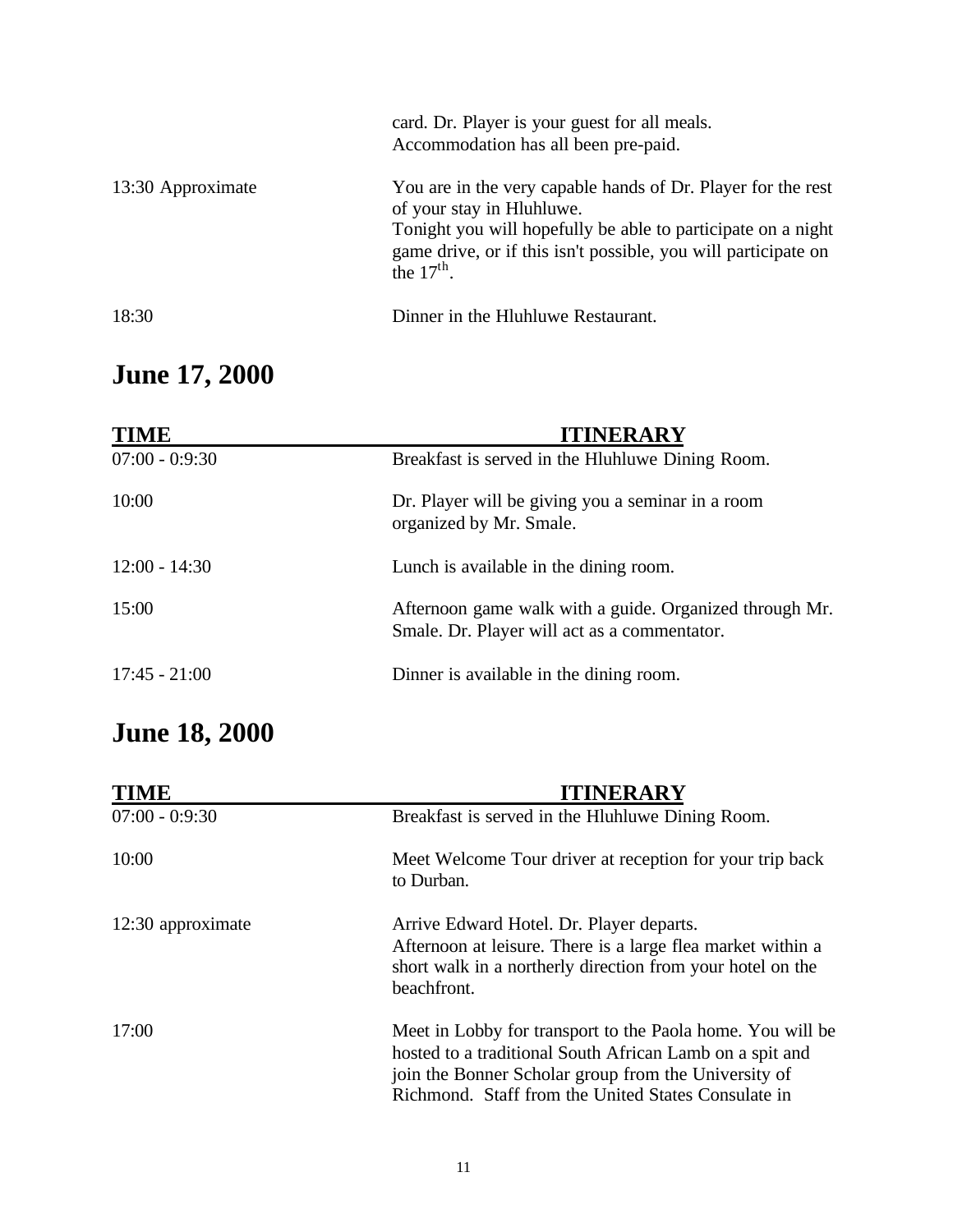| | |
|---|---|
| | card. Dr. Player is your guest for all meals. Accommodation has all been pre-paid. |
| 13:30 Approximate | You are in the very capable hands of Dr. Player for the rest of your stay in Hluhluwe. Tonight you will hopefully be able to participate on a night game drive, or if this isn't possible, you will participate on the 17th. |
| 18:30 | Dinner in the Hluhluwe Restaurant. |

## June 17, 2000

| TIME | ITINERARY |
|---|---|
| 07:00 - 0:9:30 | Breakfast is served in the Hluhluwe Dining Room. |
| 10:00 | Dr. Player will be giving you a seminar in a room organized by Mr. Smale. |
| 12:00 - 14:30 | Lunch is available in the dining room. |
| 15:00 | Afternoon game walk with a guide. Organized through Mr. Smale. Dr. Player will act as a commentator. |
| 17:45 - 21:00 | Dinner is available in the dining room. |

## June 18, 2000

| TIME | ITINERARY |
|---|---|
| 07:00 - 0:9:30 | Breakfast is served in the Hluhluwe Dining Room. |
| 10:00 | Meet Welcome Tour driver at reception for your trip back to Durban. |
| 12:30 approximate | Arrive Edward Hotel. Dr. Player departs. Afternoon at leisure. There is a large flea market within a short walk in a northerly direction from your hotel on the beachfront. |
| 17:00 | Meet in Lobby for transport to the Paola home. You will be hosted to a traditional South African Lamb on a spit and join the Bonner Scholar group from the University of Richmond. Staff from the United States Consulate in |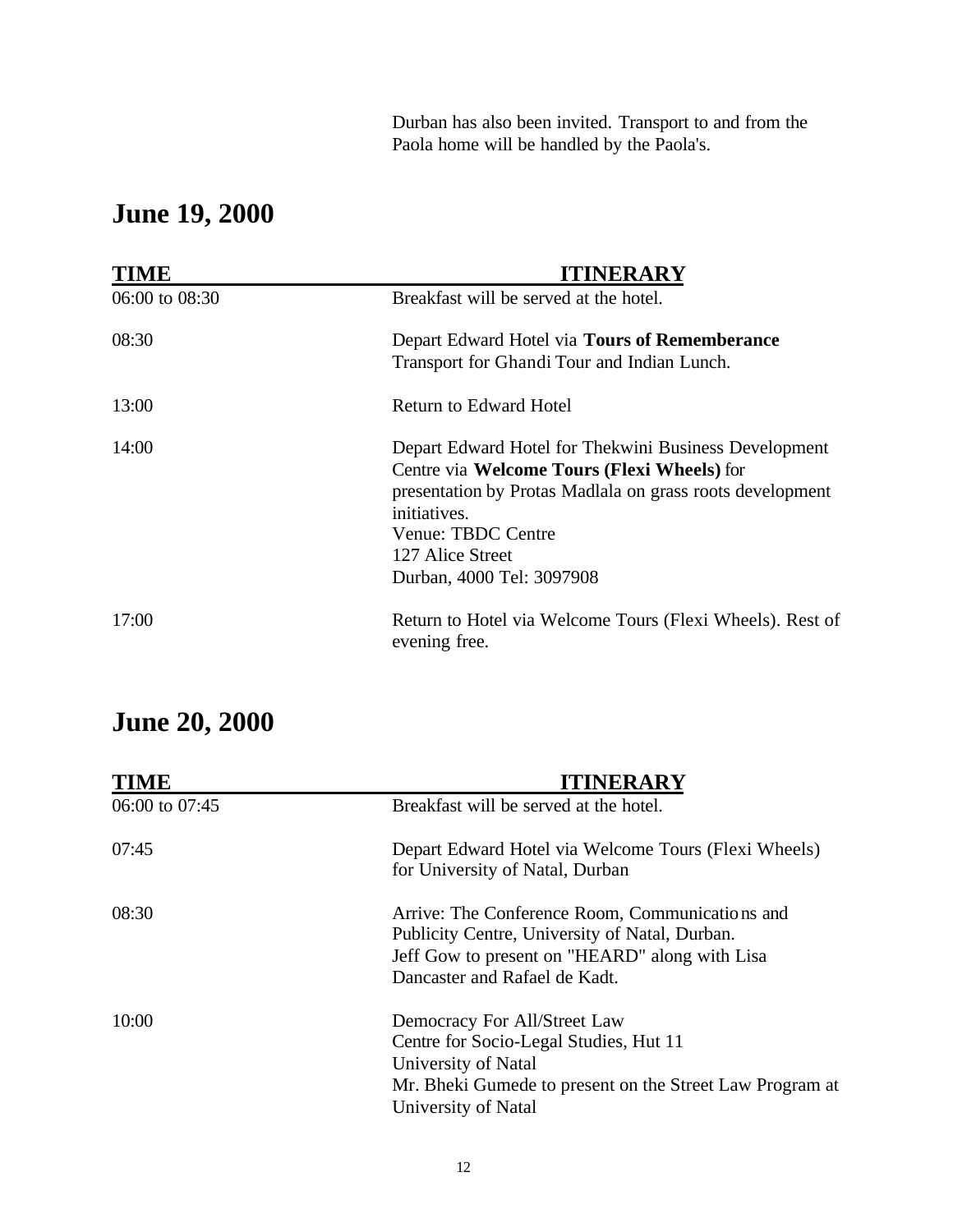Durban has also been invited. Transport to and from the Paola home will be handled by the Paola's.

## June 19, 2000

| TIME | ITINERARY |
| --- | --- |
| 06:00 to 08:30 | Breakfast will be served at the hotel. |
| 08:30 | Depart Edward Hotel via **Tours of Rememberance** Transport for Ghandi Tour and Indian Lunch. |
| 13:00 | Return to Edward Hotel |
| 14:00 | Depart Edward Hotel for Thekwini Business Development Centre via **Welcome Tours (Flexi Wheels)** for presentation by Protas Madlala on grass roots development initiatives.<br>Venue: TBDC Centre<br>127 Alice Street<br>Durban, 4000 Tel: 3097908 |
| 17:00 | Return to Hotel via Welcome Tours (Flexi Wheels). Rest of evening free. |

## June 20, 2000

| TIME | ITINERARY |
| --- | --- |
| 06:00 to 07:45 | Breakfast will be served at the hotel. |
| 07:45 | Depart Edward Hotel via Welcome Tours (Flexi Wheels) for University of Natal, Durban |
| 08:30 | Arrive: The Conference Room, Communications and Publicity Centre, University of Natal, Durban.<br>Jeff Gow to present on "HEARD" along with Lisa Dancaster and Rafael de Kadt. |
| 10:00 | Democracy For All/Street Law<br>Centre for Socio-Legal Studies, Hut 11<br>University of Natal<br>Mr. Bheki Gumede to present on the Street Law Program at University of Natal |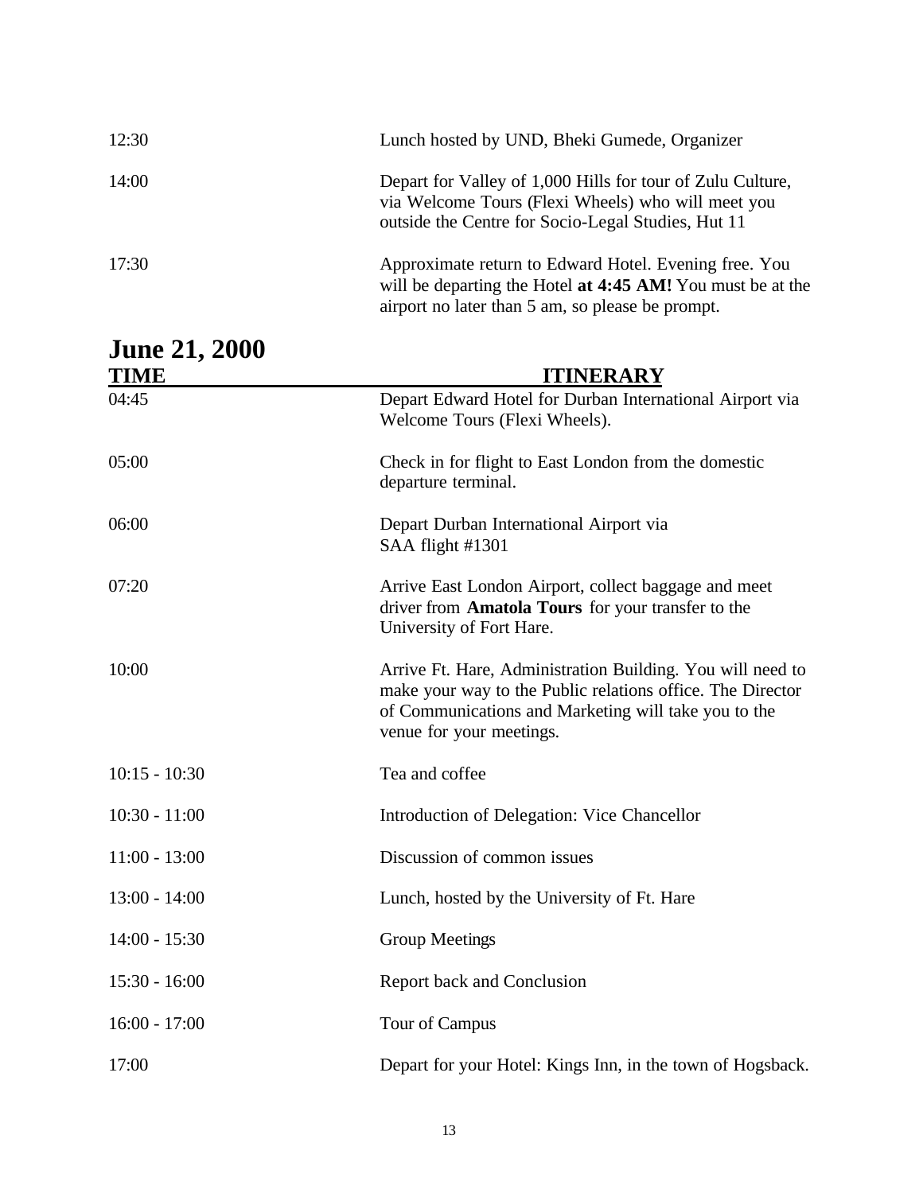| | |
|---|---|
| 12:30 | Lunch hosted by UND, Bheki Gumede, Organizer |
| 14:00 | Depart for Valley of 1,000 Hills for tour of Zulu Culture, via Welcome Tours (Flexi Wheels) who will meet you outside the Centre for Socio-Legal Studies, Hut 11 |
| 17:30 | Approximate return to Edward Hotel. Evening free. You will be departing the Hotel **at 4:45 AM!** You must be at the airport no later than 5 am, so please be prompt. |

# June 21, 2000

| TIME | ITINERARY |
|---|---|
| 04:45 | Depart Edward Hotel for Durban International Airport via Welcome Tours (Flexi Wheels). |
| 05:00 | Check in for flight to East London from the domestic departure terminal. |
| 06:00 | Depart Durban International Airport via SAA flight #1301 |
| 07:20 | Arrive East London Airport, collect baggage and meet driver from **Amatola Tours** for your transfer to the University of Fort Hare. |
| 10:00 | Arrive Ft. Hare, Administration Building. You will need to make your way to the Public relations office. The Director of Communications and Marketing will take you to the venue for your meetings. |
| 10:15 - 10:30 | Tea and coffee |
| 10:30 - 11:00 | Introduction of Delegation: Vice Chancellor |
| 11:00 - 13:00 | Discussion of common issues |
| 13:00 - 14:00 | Lunch, hosted by the University of Ft. Hare |
| 14:00 - 15:30 | Group Meetings |
| 15:30 - 16:00 | Report back and Conclusion |
| 16:00 - 17:00 | Tour of Campus |
| 17:00 | Depart for your Hotel: Kings Inn, in the town of Hogsback. |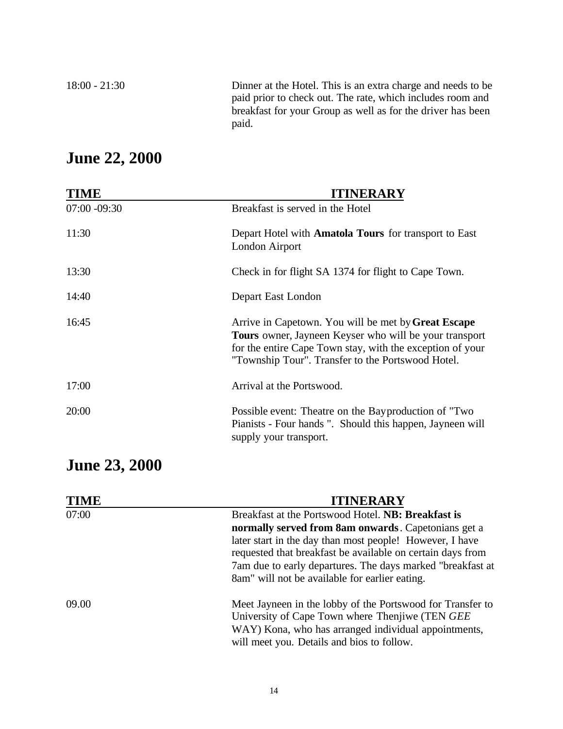| | |
|---|---|
| 18:00 - 21:30 | Dinner at the Hotel. This is an extra charge and needs to be paid prior to check out. The rate, which includes room and breakfast for your Group as well as for the driver has been paid. |

## June 22, 2000

| TIME | ITINERARY |
|---|---|
| 07:00 -09:30 | Breakfast is served in the Hotel |
| 11:30 | Depart Hotel with **Amatola Tours** for transport to East London Airport |
| 13:30 | Check in for flight SA 1374 for flight to Cape Town. |
| 14:40 | Depart East London |
| 16:45 | Arrive in Capetown. You will be met by **Great Escape Tours** owner, Jayneen Keyser who will be your transport for the entire Cape Town stay, with the exception of your "Township Tour". Transfer to the Portswood Hotel. |
| 17:00 | Arrival at the Portswood. |
| 20:00 | Possible event: Theatre on the Bayproduction of "Two Pianists - Four hands ". Should this happen, Jayneen will supply your transport. |

## June 23, 2000

| TIME | ITINERARY |
|---|---|
| 07:00 | Breakfast at the Portswood Hotel. **NB: Breakfast is normally served from 8am onwards**. Capetonians get a later start in the day than most people! However, I have requested that breakfast be available on certain days from 7am due to early departures. The days marked "breakfast at 8am" will not be available for earlier eating. |
| 09.00 | Meet Jayneen in the lobby of the Portswood for Transfer to University of Cape Town where Thenjiwe (TEN *GEE* WAY) Kona, who has arranged individual appointments, will meet you. Details and bios to follow. |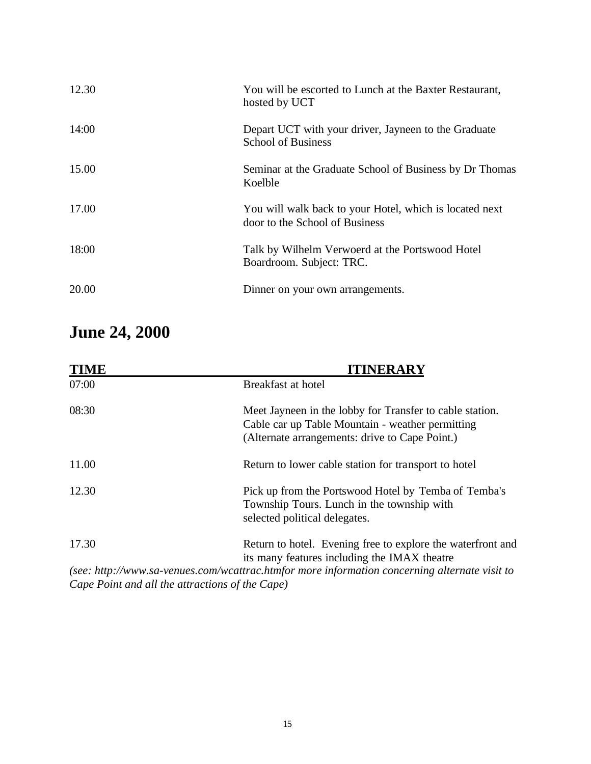| | |
|---|---|
| 12.30 | You will be escorted to Lunch at the Baxter Restaurant, hosted by UCT |
| 14:00 | Depart UCT with your driver, Jayneen to the Graduate School of Business |
| 15.00 | Seminar at the Graduate School of Business by Dr Thomas Koelble |
| 17.00 | You will walk back to your Hotel, which is located next door to the School of Business |
| 18:00 | Talk by Wilhelm Verwoerd at the Portswood Hotel Boardroom. Subject: TRC. |
| 20.00 | Dinner on your own arrangements. |

# June 24, 2000

| TIME | ITINERARY |
|---|---|
| 07:00 | Breakfast at hotel |
| 08:30 | Meet Jayneen in the lobby for Transfer to cable station. Cable car up Table Mountain - weather permitting (Alternate arrangements: drive to Cape Point.) |
| 11.00 | Return to lower cable station for transport to hotel |
| 12.30 | Pick up from the Portswood Hotel by Temba of Temba's Township Tours. Lunch in the township with selected political delegates. |
| 17.30 | Return to hotel. Evening free to explore the waterfront and its many features including the IMAX theatre |

*(see: http://www.sa-venues.com/wcattrac.htmfor more information concerning alternate visit to Cape Point and all the attractions of the Cape)*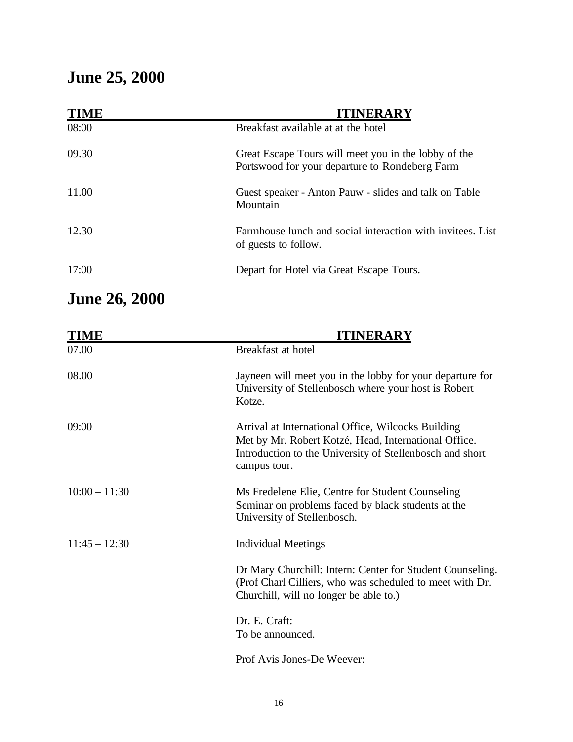# June 25, 2000

| TIME | ITINERARY |
| --- | --- |
| 08:00 | Breakfast available at at the hotel |
| 09.30 | Great Escape Tours will meet you in the lobby of the Portswood for your departure to Rondeberg Farm |
| 11.00 | Guest speaker - Anton Pauw - slides and talk on Table Mountain |
| 12.30 | Farmhouse lunch and social interaction with invitees. List of guests to follow. |
| 17:00 | Depart for Hotel via Great Escape Tours. |

# June 26, 2000

| TIME | ITINERARY |
| --- | --- |
| 07.00 | Breakfast at hotel |
| 08.00 | Jayneen will meet you in the lobby for your departure for University of Stellenbosch where your host is Robert Kotze. |
| 09:00 | Arrival at International Office, Wilcocks Building<br>Met by Mr. Robert Kotzé, Head, International Office.<br>Introduction to the University of Stellenbosch and short campus tour. |
| 10:00 – 11:30 | Ms Fredelene Elie, Centre for Student Counseling<br>Seminar on problems faced by black students at the University of Stellenbosch. |
| 11:45 – 12:30 | Individual Meetings |
| | Dr Mary Churchill: Intern: Center for Student Counseling. (Prof Charl Cilliers, who was scheduled to meet with Dr. Churchill, will no longer be able to.) |
| | Dr. E. Craft:<br>To be announced. |
| | Prof Avis Jones-De Weever: |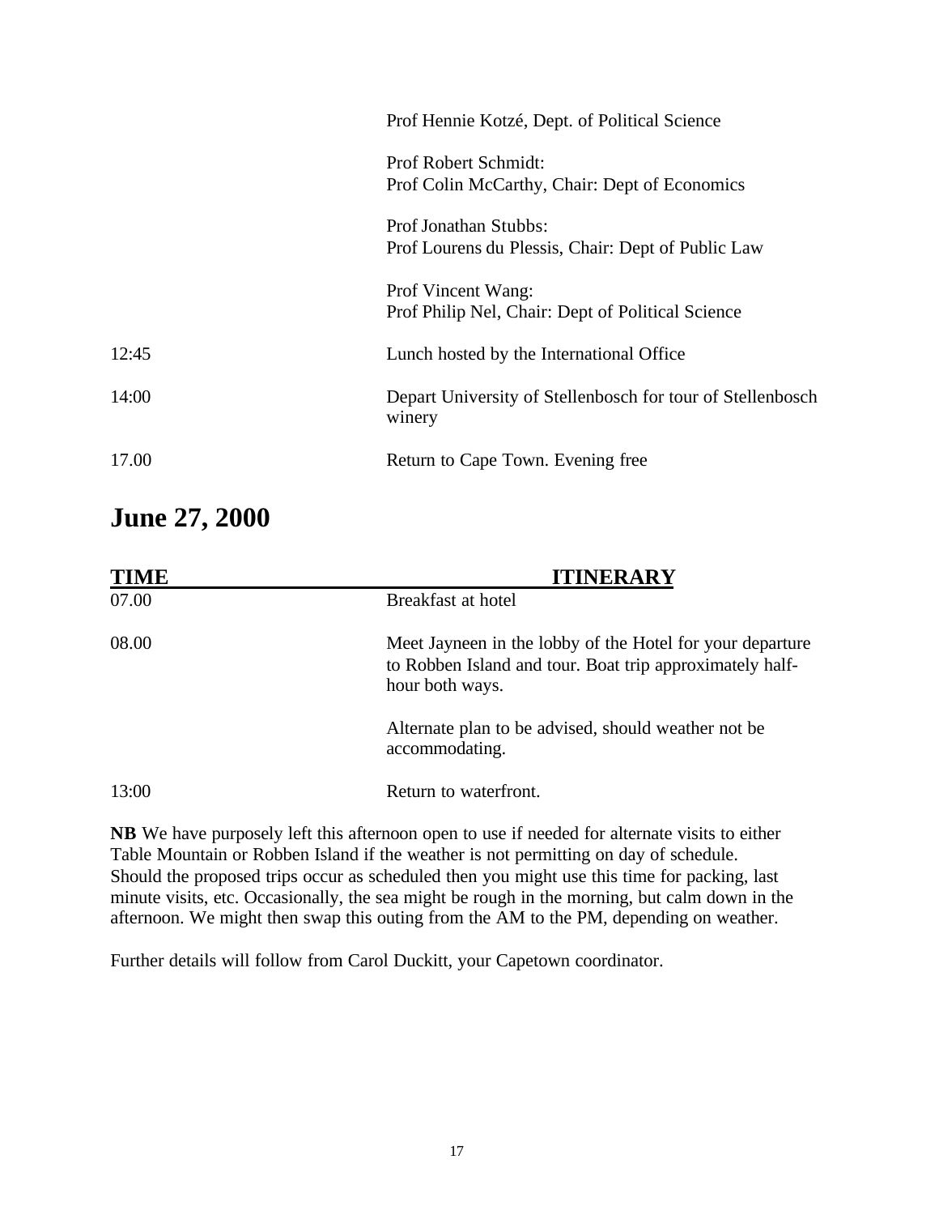| | |
|---|---|
| | Prof Hennie Kotzé, Dept. of Political Science |
| | Prof Robert Schmidt:<br>Prof Colin McCarthy, Chair: Dept of Economics |
| | Prof Jonathan Stubbs:<br>Prof Lourens du Plessis, Chair: Dept of Public Law |
| | Prof Vincent Wang:<br>Prof Philip Nel, Chair: Dept of Political Science |
| 12:45 | Lunch hosted by the International Office |
| 14:00 | Depart University of Stellenbosch for tour of Stellenbosch winery |
| 17.00 | Return to Cape Town. Evening free |

# June 27, 2000

| TIME | ITINERARY |
|---|---|
| 07.00 | Breakfast at hotel |
| 08.00 | Meet Jayneen in the lobby of the Hotel for your departure to Robben Island and tour. Boat trip approximately half-hour both ways.<br><br>Alternate plan to be advised, should weather not be accommodating. |
| 13:00 | Return to waterfront. |

**NB** We have purposely left this afternoon open to use if needed for alternate visits to either Table Mountain or Robben Island if the weather is not permitting on day of schedule. Should the proposed trips occur as scheduled then you might use this time for packing, last minute visits, etc. Occasionally, the sea might be rough in the morning, but calm down in the afternoon. We might then swap this outing from the AM to the PM, depending on weather.

Further details will follow from Carol Duckitt, your Capetown coordinator.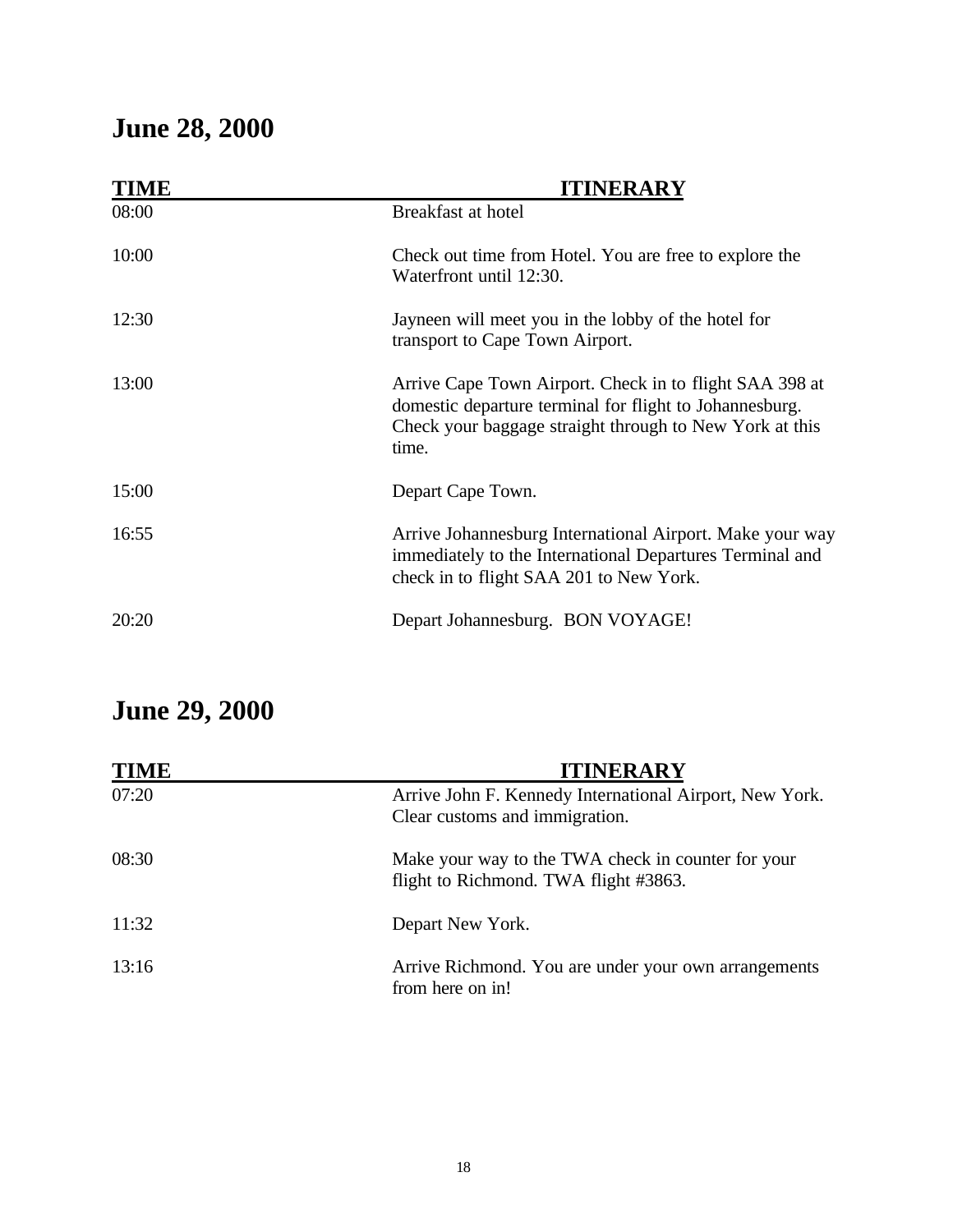## June 28, 2000

| TIME | ITINERARY |
| --- | --- |
| 08:00 | Breakfast at hotel |
| 10:00 | Check out time from Hotel. You are free to explore the Waterfront until 12:30. |
| 12:30 | Jayneen will meet you in the lobby of the hotel for transport to Cape Town Airport. |
| 13:00 | Arrive Cape Town Airport. Check in to flight SAA 398 at domestic departure terminal for flight to Johannesburg. Check your baggage straight through to New York at this time. |
| 15:00 | Depart Cape Town. |
| 16:55 | Arrive Johannesburg International Airport. Make your way immediately to the International Departures Terminal and check in to flight SAA 201 to New York. |
| 20:20 | Depart Johannesburg. BON VOYAGE! |

## June 29, 2000

| TIME | ITINERARY |
| --- | --- |
| 07:20 | Arrive John F. Kennedy International Airport, New York. Clear customs and immigration. |
| 08:30 | Make your way to the TWA check in counter for your flight to Richmond. TWA flight #3863. |
| 11:32 | Depart New York. |
| 13:16 | Arrive Richmond. You are under your own arrangements from here on in! |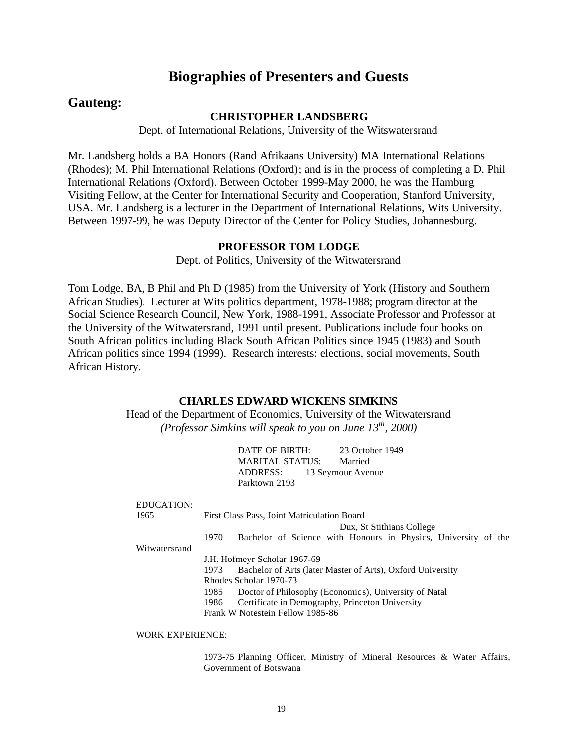# Biographies of Presenters and Guests

## Gauteng:

### CHRISTOPHER LANDSBERG

Dept. of International Relations, University of the Witswatersrand

Mr. Landsberg holds a BA Honors (Rand Afrikaans University) MA International Relations (Rhodes); M. Phil International Relations (Oxford); and is in the process of completing a D. Phil International Relations (Oxford). Between October 1999-May 2000, he was the Hamburg Visiting Fellow, at the Center for International Security and Cooperation, Stanford University, USA. Mr. Landsberg is a lecturer in the Department of International Relations, Wits University. Between 1997-99, he was Deputy Director of the Center for Policy Studies, Johannesburg.

### PROFESSOR TOM LODGE

Dept. of Politics, University of the Witwatersrand

Tom Lodge, BA, B Phil and Ph D (1985) from the University of York (History and Southern African Studies). Lecturer at Wits politics department, 1978-1988; program director at the Social Science Research Council, New York, 1988-1991, Associate Professor and Professor at the University of the Witwatersrand, 1991 until present. Publications include four books on South African politics including Black South African Politics since 1945 (1983) and South African politics since 1994 (1999). Research interests: elections, social movements, South African History.

### CHARLES EDWARD WICKENS SIMKINS

Head of the Department of Economics, University of the Witwatersrand

*(Professor Simkins will speak to you on June 13th, 2000)*

DATE OF BIRTH: 23 October 1949
MARITAL STATUS: Married
ADDRESS: 13 Seymour Avenue
Parktown 2193

EDUCATION:

1965 First Class Pass, Joint Matriculation Board
Dux, St Stithians College

1970 Bachelor of Science with Honours in Physics, University of the Witwatersrand
J.H. Hofmeyr Scholar 1967-69

1973 Bachelor of Arts (later Master of Arts), Oxford University
Rhodes Scholar 1970-73

1985 Doctor of Philosophy (Economics), University of Natal

1986 Certificate in Demography, Princeton University
Frank W Notestein Fellow 1985-86

WORK EXPERIENCE:

1973-75 Planning Officer, Ministry of Mineral Resources & Water Affairs, Government of Botswana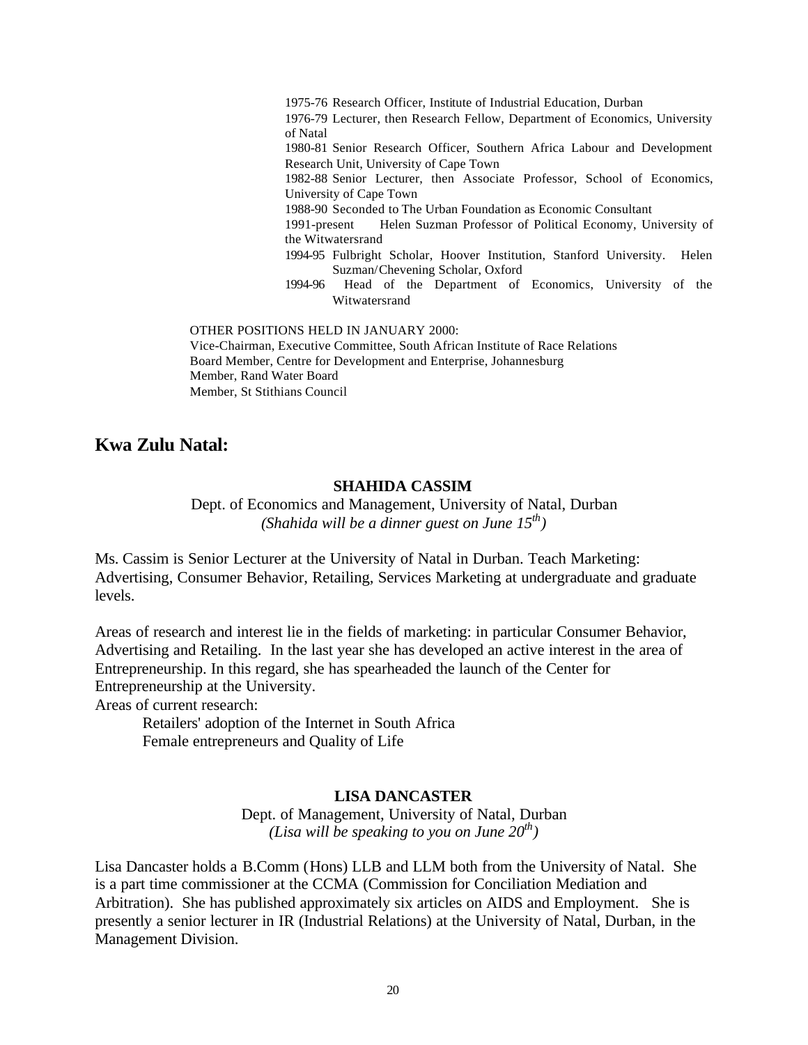1975-76 Research Officer, Institute of Industrial Education, Durban
1976-79 Lecturer, then Research Fellow, Department of Economics, University of Natal
1980-81 Senior Research Officer, Southern Africa Labour and Development Research Unit, University of Cape Town
1982-88 Senior Lecturer, then Associate Professor, School of Economics, University of Cape Town
1988-90 Seconded to The Urban Foundation as Economic Consultant
1991-present Helen Suzman Professor of Political Economy, University of the Witwatersrand
1994-95 Fulbright Scholar, Hoover Institution, Stanford University. Helen Suzman/Chevening Scholar, Oxford
1994-96 Head of the Department of Economics, University of the Witwatersrand

OTHER POSITIONS HELD IN JANUARY 2000:
Vice-Chairman, Executive Committee, South African Institute of Race Relations
Board Member, Centre for Development and Enterprise, Johannesburg
Member, Rand Water Board
Member, St Stithians Council

## Kwa Zulu Natal:

**SHAHIDA CASSIM**

Dept. of Economics and Management, University of Natal, Durban
*(Shahida will be a dinner guest on June 15th)*

Ms. Cassim is Senior Lecturer at the University of Natal in Durban. Teach Marketing: Advertising, Consumer Behavior, Retailing, Services Marketing at undergraduate and graduate levels.

Areas of research and interest lie in the fields of marketing: in particular Consumer Behavior, Advertising and Retailing. In the last year she has developed an active interest in the area of Entrepreneurship. In this regard, she has spearheaded the launch of the Center for Entrepreneurship at the University.
Areas of current research:

Retailers' adoption of the Internet in South Africa
Female entrepreneurs and Quality of Life

**LISA DANCASTER**

Dept. of Management, University of Natal, Durban
*(Lisa will be speaking to you on June 20th)*

Lisa Dancaster holds a B.Comm (Hons) LLB and LLM both from the University of Natal. She is a part time commissioner at the CCMA (Commission for Conciliation Mediation and Arbitration). She has published approximately six articles on AIDS and Employment. She is presently a senior lecturer in IR (Industrial Relations) at the University of Natal, Durban, in the Management Division.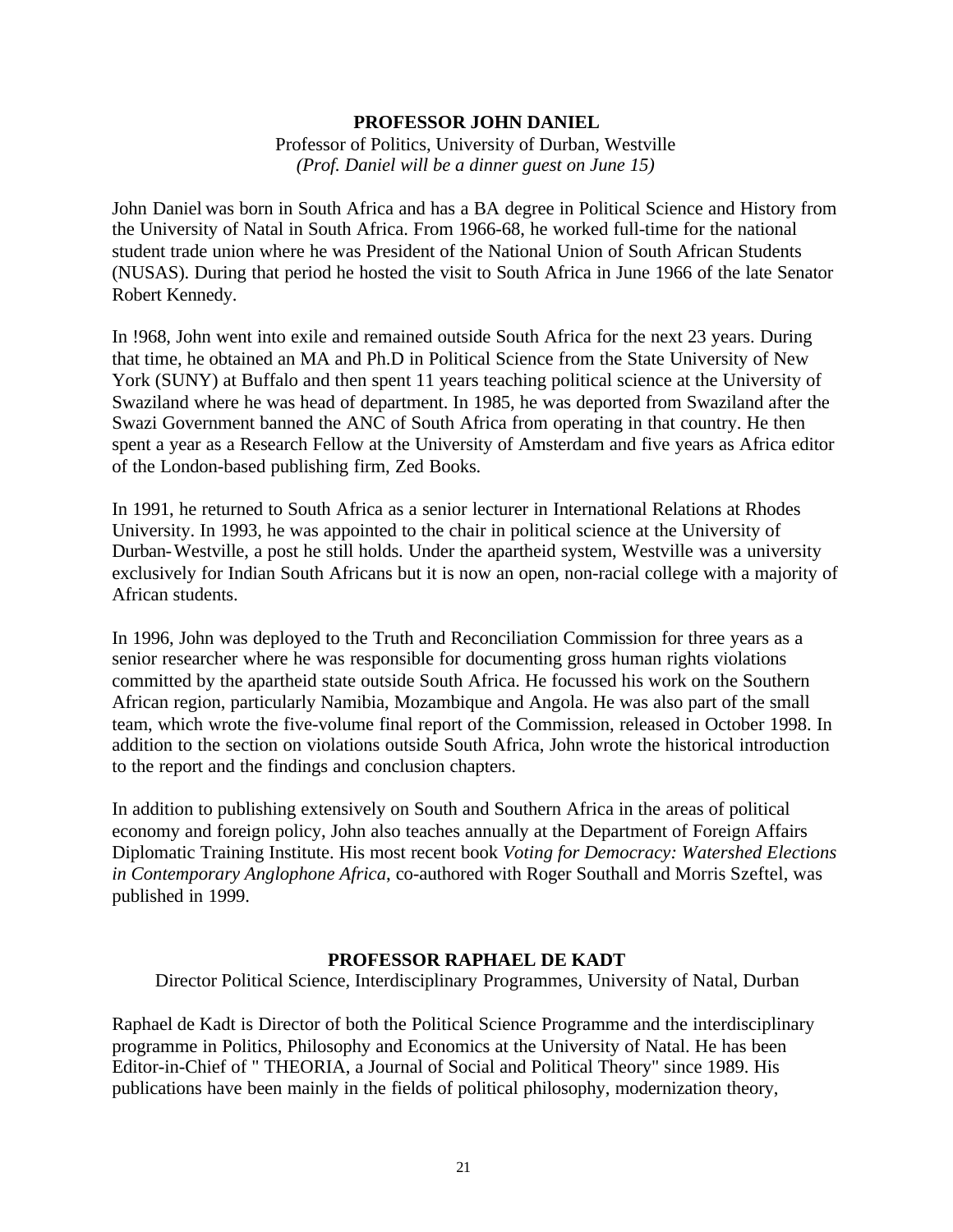**PROFESSOR JOHN DANIEL**

Professor of Politics, University of Durban, Westville

*(Prof. Daniel will be a dinner guest on June 15)*

John Daniel was born in South Africa and has a BA degree in Political Science and History from the University of Natal in South Africa. From 1966-68, he worked full-time for the national student trade union where he was President of the National Union of South African Students (NUSAS). During that period he hosted the visit to South Africa in June 1966 of the late Senator Robert Kennedy.

In !968, John went into exile and remained outside South Africa for the next 23 years. During that time, he obtained an MA and Ph.D in Political Science from the State University of New York (SUNY) at Buffalo and then spent 11 years teaching political science at the University of Swaziland where he was head of department. In 1985, he was deported from Swaziland after the Swazi Government banned the ANC of South Africa from operating in that country. He then spent a year as a Research Fellow at the University of Amsterdam and five years as Africa editor of the London-based publishing firm, Zed Books.

In 1991, he returned to South Africa as a senior lecturer in International Relations at Rhodes University. In 1993, he was appointed to the chair in political science at the University of Durban-Westville, a post he still holds. Under the apartheid system, Westville was a university exclusively for Indian South Africans but it is now an open, non-racial college with a majority of African students.

In 1996, John was deployed to the Truth and Reconciliation Commission for three years as a senior researcher where he was responsible for documenting gross human rights violations committed by the apartheid state outside South Africa. He focussed his work on the Southern African region, particularly Namibia, Mozambique and Angola. He was also part of the small team, which wrote the five-volume final report of the Commission, released in October 1998. In addition to the section on violations outside South Africa, John wrote the historical introduction to the report and the findings and conclusion chapters.

In addition to publishing extensively on South and Southern Africa in the areas of political economy and foreign policy, John also teaches annually at the Department of Foreign Affairs Diplomatic Training Institute. His most recent book *Voting for Democracy: Watershed Elections in Contemporary Anglophone Africa*, co-authored with Roger Southall and Morris Szeftel, was published in 1999.

**PROFESSOR RAPHAEL DE KADT**

Director Political Science, Interdisciplinary Programmes, University of Natal, Durban

Raphael de Kadt is Director of both the Political Science Programme and the interdisciplinary programme in Politics, Philosophy and Economics at the University of Natal. He has been Editor-in-Chief of " THEORIA, a Journal of Social and Political Theory" since 1989. His publications have been mainly in the fields of political philosophy, modernization theory,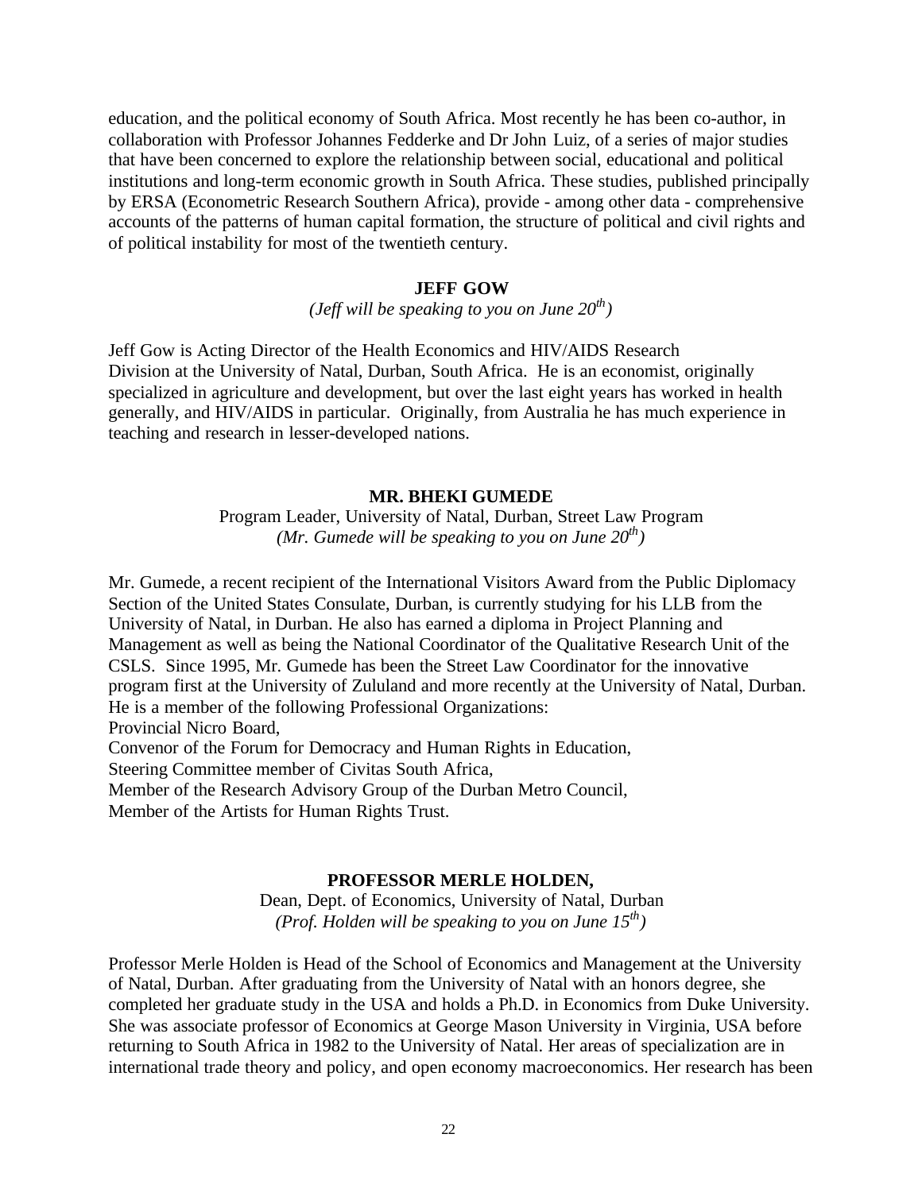education, and the political economy of South Africa. Most recently he has been co-author, in collaboration with Professor Johannes Fedderke and Dr John Luiz, of a series of major studies that have been concerned to explore the relationship between social, educational and political institutions and long-term economic growth in South Africa. These studies, published principally by ERSA (Econometric Research Southern Africa), provide - among other data - comprehensive accounts of the patterns of human capital formation, the structure of political and civil rights and of political instability for most of the twentieth century.

**JEFF GOW**

*(Jeff will be speaking to you on June 20th)*

Jeff Gow is Acting Director of the Health Economics and HIV/AIDS Research Division at the University of Natal, Durban, South Africa. He is an economist, originally specialized in agriculture and development, but over the last eight years has worked in health generally, and HIV/AIDS in particular. Originally, from Australia he has much experience in teaching and research in lesser-developed nations.

**MR. BHEKI GUMEDE**

Program Leader, University of Natal, Durban, Street Law Program

*(Mr. Gumede will be speaking to you on June 20th)*

Mr. Gumede, a recent recipient of the International Visitors Award from the Public Diplomacy Section of the United States Consulate, Durban, is currently studying for his LLB from the University of Natal, in Durban. He also has earned a diploma in Project Planning and Management as well as being the National Coordinator of the Qualitative Research Unit of the CSLS. Since 1995, Mr. Gumede has been the Street Law Coordinator for the innovative program first at the University of Zululand and more recently at the University of Natal, Durban. He is a member of the following Professional Organizations:

Provincial Nicro Board,
Convenor of the Forum for Democracy and Human Rights in Education,
Steering Committee member of Civitas South Africa,
Member of the Research Advisory Group of the Durban Metro Council,
Member of the Artists for Human Rights Trust.

**PROFESSOR MERLE HOLDEN,**

Dean, Dept. of Economics, University of Natal, Durban

*(Prof. Holden will be speaking to you on June 15th)*

Professor Merle Holden is Head of the School of Economics and Management at the University of Natal, Durban. After graduating from the University of Natal with an honors degree, she completed her graduate study in the USA and holds a Ph.D. in Economics from Duke University. She was associate professor of Economics at George Mason University in Virginia, USA before returning to South Africa in 1982 to the University of Natal. Her areas of specialization are in international trade theory and policy, and open economy macroeconomics. Her research has been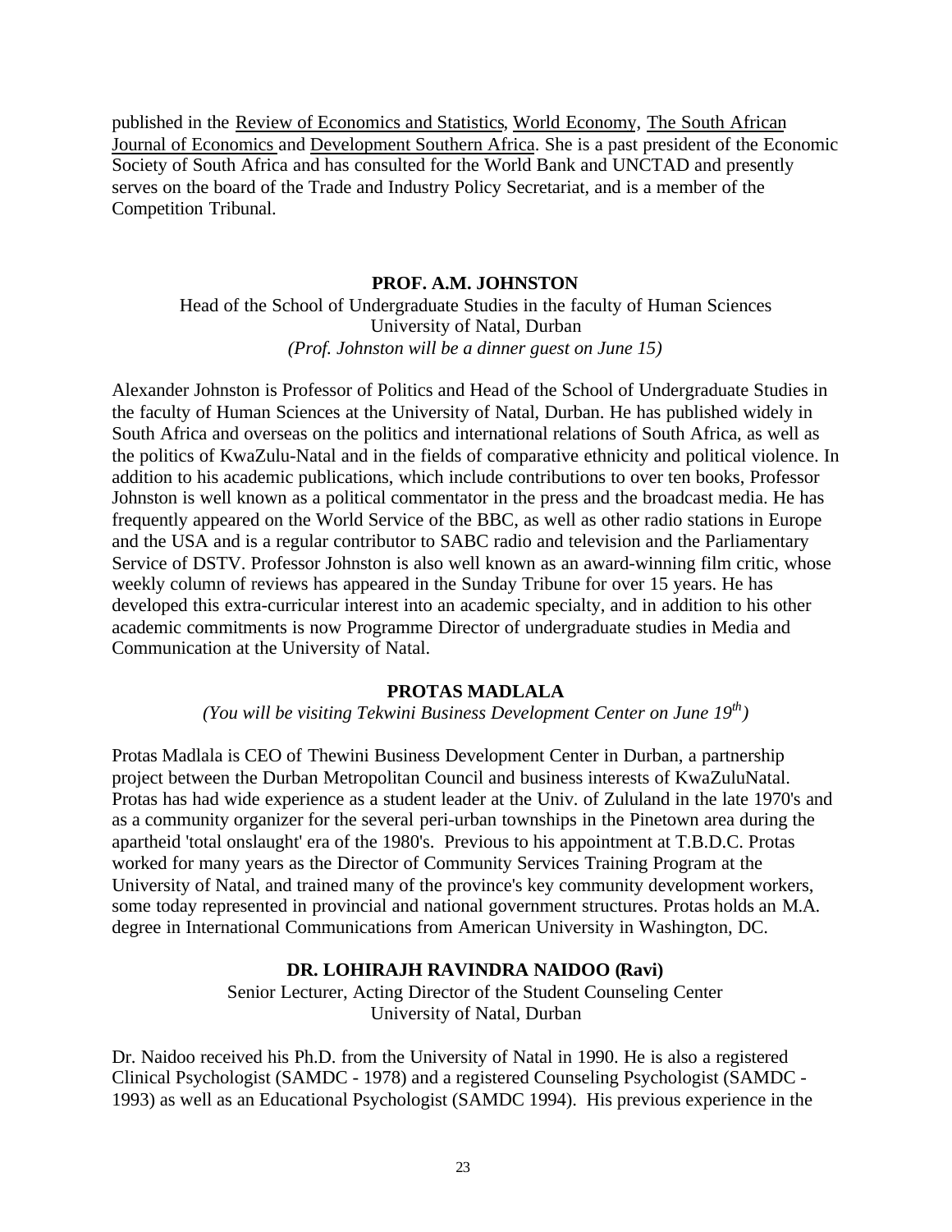published in the Review of Economics and Statistics, World Economy, The South African Journal of Economics and Development Southern Africa. She is a past president of the Economic Society of South Africa and has consulted for the World Bank and UNCTAD and presently serves on the board of the Trade and Industry Policy Secretariat, and is a member of the Competition Tribunal.

**PROF. A.M. JOHNSTON**

Head of the School of Undergraduate Studies in the faculty of Human Sciences
University of Natal, Durban
*(Prof. Johnston will be a dinner guest on June 15)*

Alexander Johnston is Professor of Politics and Head of the School of Undergraduate Studies in the faculty of Human Sciences at the University of Natal, Durban. He has published widely in South Africa and overseas on the politics and international relations of South Africa, as well as the politics of KwaZulu-Natal and in the fields of comparative ethnicity and political violence. In addition to his academic publications, which include contributions to over ten books, Professor Johnston is well known as a political commentator in the press and the broadcast media. He has frequently appeared on the World Service of the BBC, as well as other radio stations in Europe and the USA and is a regular contributor to SABC radio and television and the Parliamentary Service of DSTV. Professor Johnston is also well known as an award-winning film critic, whose weekly column of reviews has appeared in the Sunday Tribune for over 15 years. He has developed this extra-curricular interest into an academic specialty, and in addition to his other academic commitments is now Programme Director of undergraduate studies in Media and Communication at the University of Natal.

**PROTAS MADLALA**

*(You will be visiting Tekwini Business Development Center on June 19th)*

Protas Madlala is CEO of Thewini Business Development Center in Durban, a partnership project between the Durban Metropolitan Council and business interests of KwaZuluNatal. Protas has had wide experience as a student leader at the Univ. of Zululand in the late 1970's and as a community organizer for the several peri-urban townships in the Pinetown area during the apartheid 'total onslaught' era of the 1980's. Previous to his appointment at T.B.D.C. Protas worked for many years as the Director of Community Services Training Program at the University of Natal, and trained many of the province's key community development workers, some today represented in provincial and national government structures. Protas holds an M.A. degree in International Communications from American University in Washington, DC.

**DR. LOHIRAJH RAVINDRA NAIDOO (Ravi)**

Senior Lecturer, Acting Director of the Student Counseling Center
University of Natal, Durban

Dr. Naidoo received his Ph.D. from the University of Natal in 1990. He is also a registered Clinical Psychologist (SAMDC - 1978) and a registered Counseling Psychologist (SAMDC - 1993) as well as an Educational Psychologist (SAMDC 1994). His previous experience in the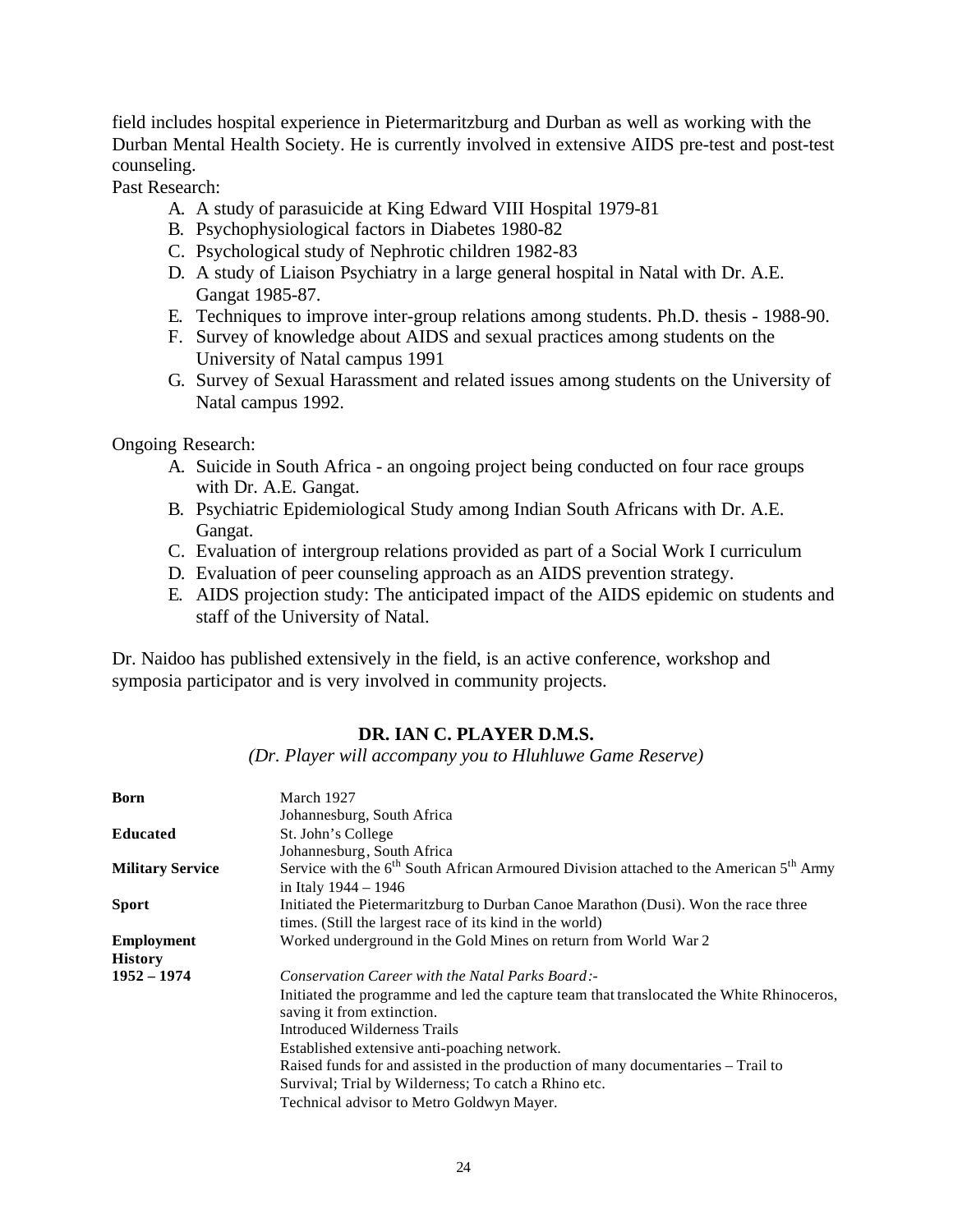field includes hospital experience in Pietermaritzburg and Durban as well as working with the Durban Mental Health Society. He is currently involved in extensive AIDS pre-test and post-test counseling.

Past Research:

A. A study of parasuicide at King Edward VIII Hospital 1979-81
B. Psychophysiological factors in Diabetes 1980-82
C. Psychological study of Nephrotic children 1982-83
D. A study of Liaison Psychiatry in a large general hospital in Natal with Dr. A.E. Gangat 1985-87.
E. Techniques to improve inter-group relations among students. Ph.D. thesis - 1988-90.
F. Survey of knowledge about AIDS and sexual practices among students on the University of Natal campus 1991
G. Survey of Sexual Harassment and related issues among students on the University of Natal campus 1992.

Ongoing Research:

A. Suicide in South Africa - an ongoing project being conducted on four race groups with Dr. A.E. Gangat.
B. Psychiatric Epidemiological Study among Indian South Africans with Dr. A.E. Gangat.
C. Evaluation of intergroup relations provided as part of a Social Work I curriculum
D. Evaluation of peer counseling approach as an AIDS prevention strategy.
E. AIDS projection study: The anticipated impact of the AIDS epidemic on students and staff of the University of Natal.

Dr. Naidoo has published extensively in the field, is an active conference, workshop and symposia participator and is very involved in community projects.

## DR. IAN C. PLAYER D.M.S.

*(Dr. Player will accompany you to Hluhluwe Game Reserve)*

| | |
|---|---|
| **Born** | March 1927<br>Johannesburg, South Africa |
| **Educated** | St. John's College<br>Johannesburg, South Africa |
| **Military Service** | Service with the 6th South African Armoured Division attached to the American 5th Army in Italy 1944 – 1946 |
| **Sport** | Initiated the Pietermaritzburg to Durban Canoe Marathon (Dusi). Won the race three times. (Still the largest race of its kind in the world) |
| **Employment History** | Worked underground in the Gold Mines on return from World War 2 |
| **1952 – 1974** | *Conservation Career with the Natal Parks Board:-*<br>Initiated the programme and led the capture team that translocated the White Rhinoceros, saving it from extinction.<br>Introduced Wilderness Trails<br>Established extensive anti-poaching network.<br>Raised funds for and assisted in the production of many documentaries – Trail to Survival; Trial by Wilderness; To catch a Rhino etc.<br>Technical advisor to Metro Goldwyn Mayer. |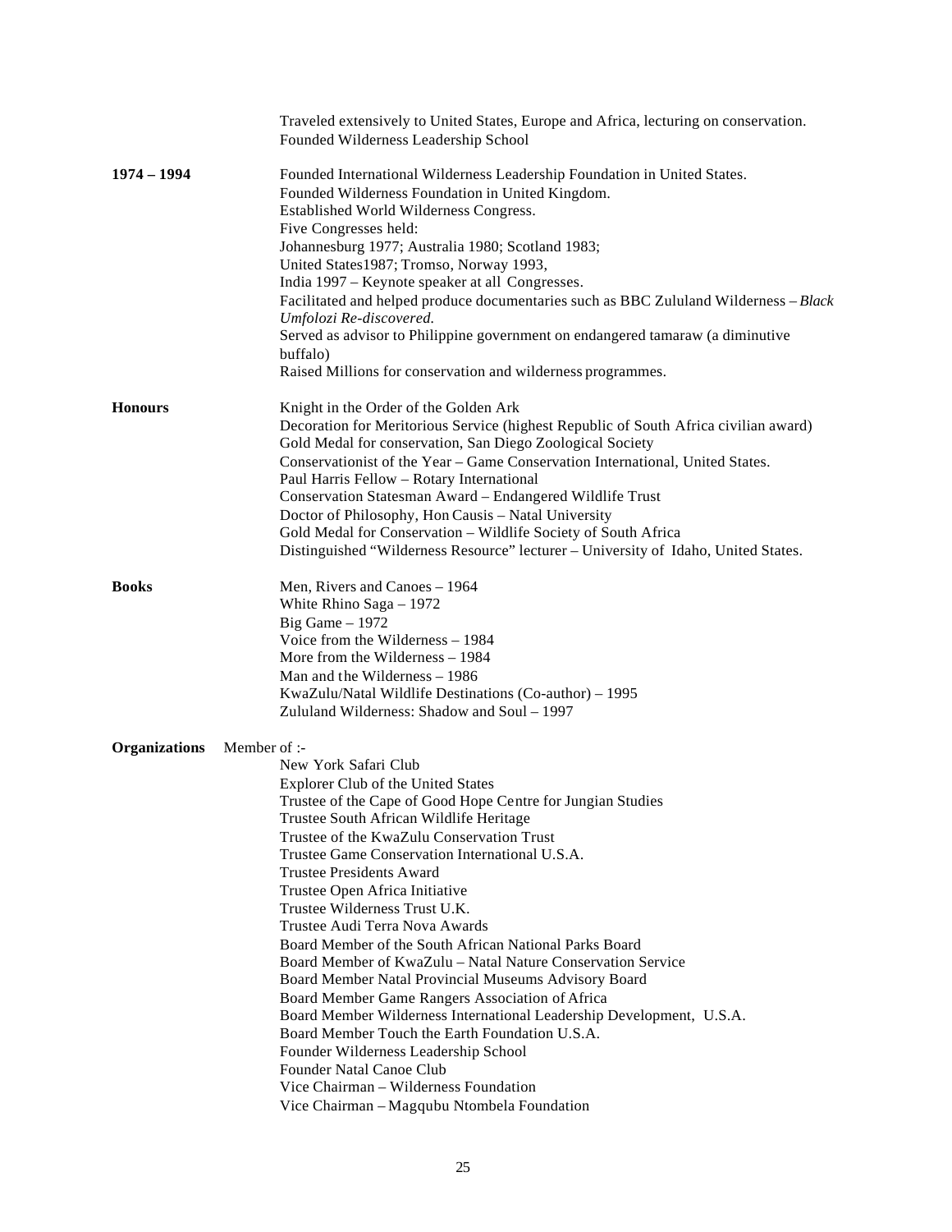Traveled extensively to United States, Europe and Africa, lecturing on conservation.
Founded Wilderness Leadership School

**1974 – 1994**

Founded International Wilderness Leadership Foundation in United States.
Founded Wilderness Foundation in United Kingdom.
Established World Wilderness Congress.
Five Congresses held:
Johannesburg 1977; Australia 1980; Scotland 1983;
United States1987; Tromso, Norway 1993,
India 1997 – Keynote speaker at all Congresses.
Facilitated and helped produce documentaries such as BBC Zululand Wilderness – *Black Umfolozi Re-discovered.*
Served as advisor to Philippine government on endangered tamaraw (a diminutive buffalo)
Raised Millions for conservation and wilderness programmes.

**Honours**

Knight in the Order of the Golden Ark
Decoration for Meritorious Service (highest Republic of South Africa civilian award)
Gold Medal for conservation, San Diego Zoological Society
Conservationist of the Year – Game Conservation International, United States.
Paul Harris Fellow – Rotary International
Conservation Statesman Award – Endangered Wildlife Trust
Doctor of Philosophy, Hon Causis – Natal University
Gold Medal for Conservation – Wildlife Society of South Africa
Distinguished "Wilderness Resource" lecturer – University of Idaho, United States.

**Books**

Men, Rivers and Canoes – 1964
White Rhino Saga – 1972
Big Game – 1972
Voice from the Wilderness – 1984
More from the Wilderness – 1984
Man and the Wilderness – 1986
KwaZulu/Natal Wildlife Destinations (Co-author) – 1995
Zululand Wilderness: Shadow and Soul – 1997

**Organizations** Member of :-

New York Safari Club
Explorer Club of the United States
Trustee of the Cape of Good Hope Centre for Jungian Studies
Trustee South African Wildlife Heritage
Trustee of the KwaZulu Conservation Trust
Trustee Game Conservation International U.S.A.
Trustee Presidents Award
Trustee Open Africa Initiative
Trustee Wilderness Trust U.K.
Trustee Audi Terra Nova Awards
Board Member of the South African National Parks Board
Board Member of KwaZulu – Natal Nature Conservation Service
Board Member Natal Provincial Museums Advisory Board
Board Member Game Rangers Association of Africa
Board Member Wilderness International Leadership Development, U.S.A.
Board Member Touch the Earth Foundation U.S.A.
Founder Wilderness Leadership School
Founder Natal Canoe Club
Vice Chairman – Wilderness Foundation
Vice Chairman – Magqubu Ntombela Foundation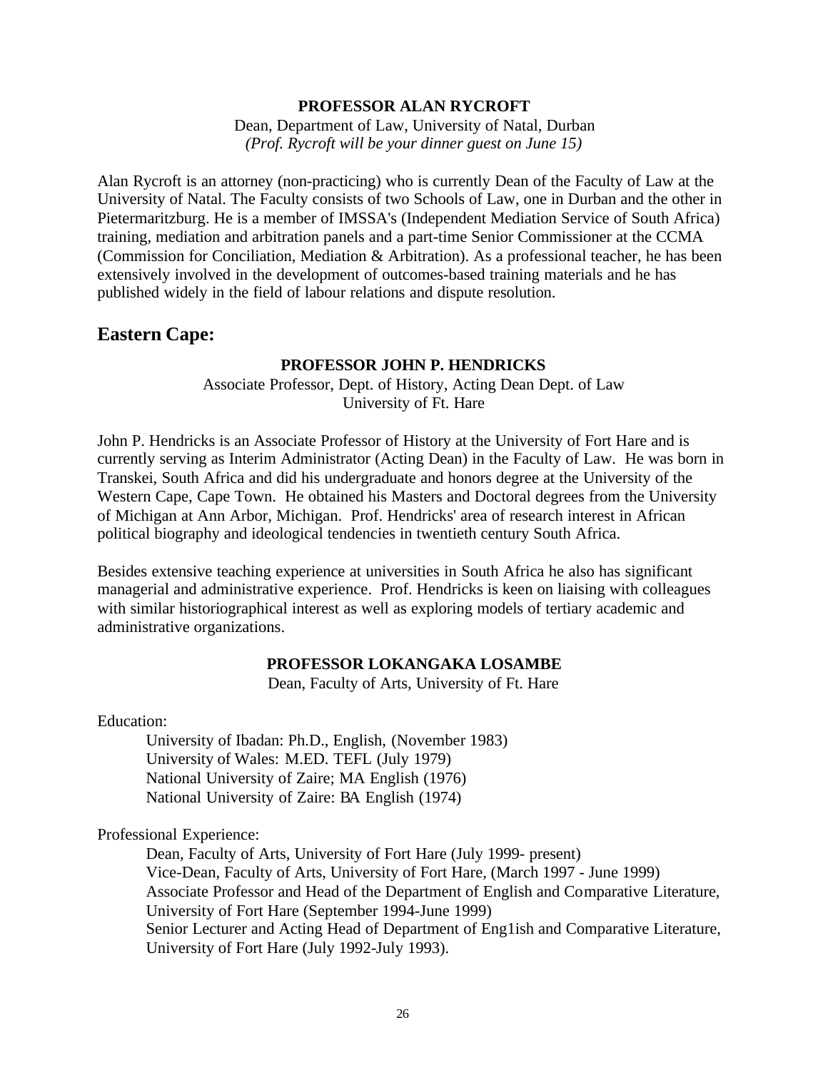**PROFESSOR ALAN RYCROFT**

Dean, Department of Law, University of Natal, Durban
*(Prof. Rycroft will be your dinner guest on June 15)*

Alan Rycroft is an attorney (non-practicing) who is currently Dean of the Faculty of Law at the University of Natal. The Faculty consists of two Schools of Law, one in Durban and the other in Pietermaritzburg. He is a member of IMSSA's (Independent Mediation Service of South Africa) training, mediation and arbitration panels and a part-time Senior Commissioner at the CCMA (Commission for Conciliation, Mediation & Arbitration). As a professional teacher, he has been extensively involved in the development of outcomes-based training materials and he has published widely in the field of labour relations and dispute resolution.

## Eastern Cape:

**PROFESSOR JOHN P. HENDRICKS**

Associate Professor, Dept. of History, Acting Dean Dept. of Law
University of Ft. Hare

John P. Hendricks is an Associate Professor of History at the University of Fort Hare and is currently serving as Interim Administrator (Acting Dean) in the Faculty of Law. He was born in Transkei, South Africa and did his undergraduate and honors degree at the University of the Western Cape, Cape Town. He obtained his Masters and Doctoral degrees from the University of Michigan at Ann Arbor, Michigan. Prof. Hendricks' area of research interest in African political biography and ideological tendencies in twentieth century South Africa.

Besides extensive teaching experience at universities in South Africa he also has significant managerial and administrative experience. Prof. Hendricks is keen on liaising with colleagues with similar historiographical interest as well as exploring models of tertiary academic and administrative organizations.

**PROFESSOR LOKANGAKA LOSAMBE**

Dean, Faculty of Arts, University of Ft. Hare

Education:

University of Ibadan: Ph.D., English, (November 1983)
University of Wales: M.ED. TEFL (July 1979)
National University of Zaire; MA English (1976)
National University of Zaire: BA English (1974)

Professional Experience:

Dean, Faculty of Arts, University of Fort Hare (July 1999- present)
Vice-Dean, Faculty of Arts, University of Fort Hare, (March 1997 - June 1999)
Associate Professor and Head of the Department of English and Comparative Literature, University of Fort Hare (September 1994-June 1999)
Senior Lecturer and Acting Head of Department of Eng1ish and Comparative Literature, University of Fort Hare (July 1992-July 1993).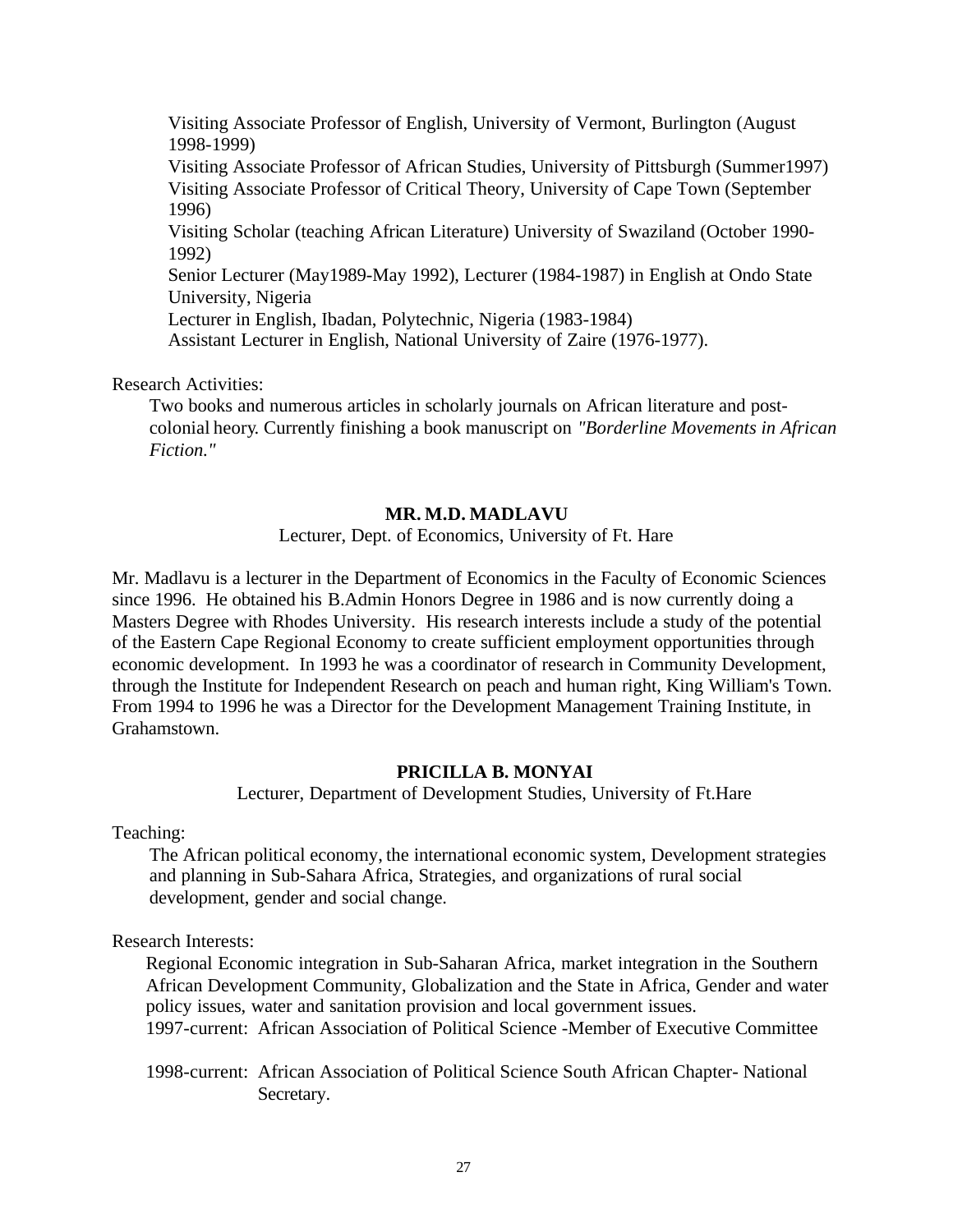Visiting Associate Professor of English, University of Vermont, Burlington (August 1998-1999)
Visiting Associate Professor of African Studies, University of Pittsburgh (Summer1997)
Visiting Associate Professor of Critical Theory, University of Cape Town (September 1996)
Visiting Scholar (teaching African Literature) University of Swaziland (October 1990-1992)
Senior Lecturer (May1989-May 1992), Lecturer (1984-1987) in English at Ondo State University, Nigeria
Lecturer in English, Ibadan, Polytechnic, Nigeria (1983-1984)
Assistant Lecturer in English, National University of Zaire (1976-1977).

Research Activities:

Two books and numerous articles in scholarly journals on African literature and post-colonial heory. Currently finishing a book manuscript on *"Borderline Movements in African Fiction."*

**MR. M.D. MADLAVU**

Lecturer, Dept. of Economics, University of Ft. Hare

Mr. Madlavu is a lecturer in the Department of Economics in the Faculty of Economic Sciences since 1996. He obtained his B.Admin Honors Degree in 1986 and is now currently doing a Masters Degree with Rhodes University. His research interests include a study of the potential of the Eastern Cape Regional Economy to create sufficient employment opportunities through economic development. In 1993 he was a coordinator of research in Community Development, through the Institute for Independent Research on peach and human right, King William's Town. From 1994 to 1996 he was a Director for the Development Management Training Institute, in Grahamstown.

**PRICILLA B. MONYAI**

Lecturer, Department of Development Studies, University of Ft.Hare

Teaching:

The African political economy, the international economic system, Development strategies and planning in Sub-Sahara Africa, Strategies, and organizations of rural social development, gender and social change.

Research Interests:

Regional Economic integration in Sub-Saharan Africa, market integration in the Southern African Development Community, Globalization and the State in Africa, Gender and water policy issues, water and sanitation provision and local government issues.
1997-current: African Association of Political Science -Member of Executive Committee

1998-current: African Association of Political Science South African Chapter- National Secretary.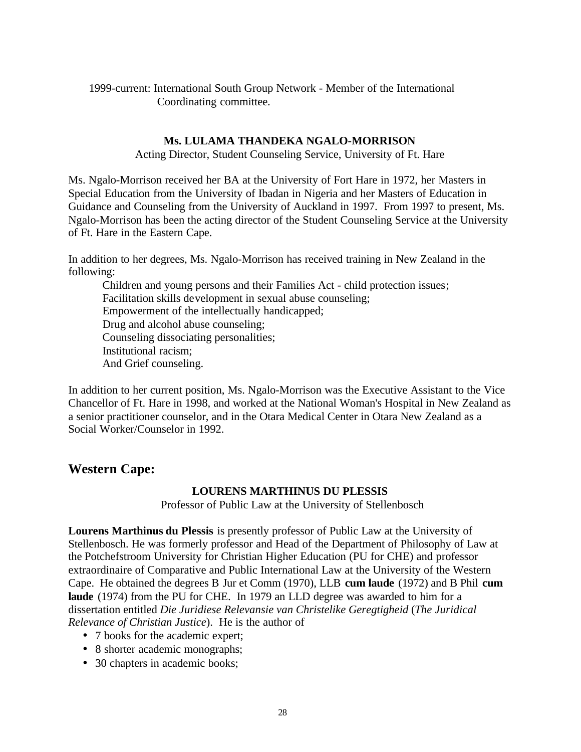1999-current: International South Group Network - Member of the International Coordinating committee.

**Ms. LULAMA THANDEKA NGALO-MORRISON**

Acting Director, Student Counseling Service, University of Ft. Hare

Ms. Ngalo-Morrison received her BA at the University of Fort Hare in 1972, her Masters in Special Education from the University of Ibadan in Nigeria and her Masters of Education in Guidance and Counseling from the University of Auckland in 1997. From 1997 to present, Ms. Ngalo-Morrison has been the acting director of the Student Counseling Service at the University of Ft. Hare in the Eastern Cape.

In addition to her degrees, Ms. Ngalo-Morrison has received training in New Zealand in the following:

Children and young persons and their Families Act - child protection issues;
Facilitation skills development in sexual abuse counseling;
Empowerment of the intellectually handicapped;
Drug and alcohol abuse counseling;
Counseling dissociating personalities;
Institutional racism;
And Grief counseling.

In addition to her current position, Ms. Ngalo-Morrison was the Executive Assistant to the Vice Chancellor of Ft. Hare in 1998, and worked at the National Woman's Hospital in New Zealand as a senior practitioner counselor, and in the Otara Medical Center in Otara New Zealand as a Social Worker/Counselor in 1992.

## Western Cape:

**LOURENS MARTHINUS DU PLESSIS**

Professor of Public Law at the University of Stellenbosch

**Lourens Marthinus du Plessis** is presently professor of Public Law at the University of Stellenbosch. He was formerly professor and Head of the Department of Philosophy of Law at the Potchefstroom University for Christian Higher Education (PU for CHE) and professor extraordinaire of Comparative and Public International Law at the University of the Western Cape. He obtained the degrees B Jur et Comm (1970), LLB **cum laude** (1972) and B Phil **cum laude** (1974) from the PU for CHE. In 1979 an LLD degree was awarded to him for a dissertation entitled *Die Juridiese Relevansie van Christelike Geregtigheid* (*The Juridical Relevance of Christian Justice*). He is the author of

- 7 books for the academic expert;
- 8 shorter academic monographs;
- 30 chapters in academic books;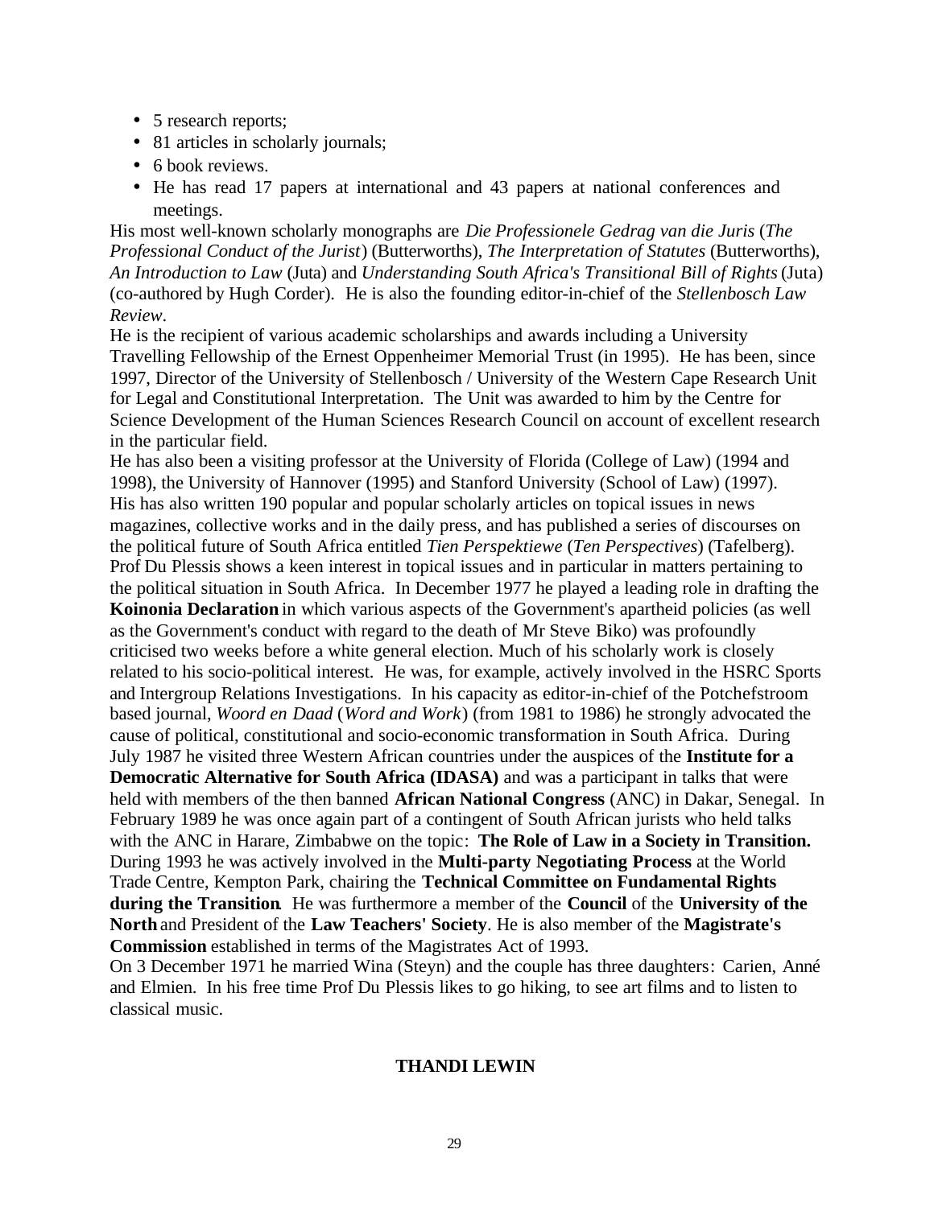- 5 research reports;
- 81 articles in scholarly journals;
- 6 book reviews.
- He has read 17 papers at international and 43 papers at national conferences and meetings.

His most well-known scholarly monographs are *Die Professionele Gedrag van die Juris* (*The Professional Conduct of the Jurist*) (Butterworths), *The Interpretation of Statutes* (Butterworths), *An Introduction to Law* (Juta) and *Understanding South Africa's Transitional Bill of Rights* (Juta) (co-authored by Hugh Corder). He is also the founding editor-in-chief of the *Stellenbosch Law Review*.

He is the recipient of various academic scholarships and awards including a University Travelling Fellowship of the Ernest Oppenheimer Memorial Trust (in 1995). He has been, since 1997, Director of the University of Stellenbosch / University of the Western Cape Research Unit for Legal and Constitutional Interpretation. The Unit was awarded to him by the Centre for Science Development of the Human Sciences Research Council on account of excellent research in the particular field.

He has also been a visiting professor at the University of Florida (College of Law) (1994 and 1998), the University of Hannover (1995) and Stanford University (School of Law) (1997).

His has also written 190 popular and popular scholarly articles on topical issues in news magazines, collective works and in the daily press, and has published a series of discourses on the political future of South Africa entitled *Tien Perspektiewe* (*Ten Perspectives*) (Tafelberg).

Prof Du Plessis shows a keen interest in topical issues and in particular in matters pertaining to the political situation in South Africa. In December 1977 he played a leading role in drafting the **Koinonia Declaration** in which various aspects of the Government's apartheid policies (as well as the Government's conduct with regard to the death of Mr Steve Biko) was profoundly criticised two weeks before a white general election. Much of his scholarly work is closely related to his socio-political interest. He was, for example, actively involved in the HSRC Sports and Intergroup Relations Investigations. In his capacity as editor-in-chief of the Potchefstroom based journal, *Woord en Daad* (*Word and Work*) (from 1981 to 1986) he strongly advocated the cause of political, constitutional and socio-economic transformation in South Africa. During July 1987 he visited three Western African countries under the auspices of the **Institute for a Democratic Alternative for South Africa (IDASA)** and was a participant in talks that were held with members of the then banned **African National Congress** (ANC) in Dakar, Senegal. In February 1989 he was once again part of a contingent of South African jurists who held talks with the ANC in Harare, Zimbabwe on the topic: **The Role of Law in a Society in Transition.** During 1993 he was actively involved in the **Multi-party Negotiating Process** at the World Trade Centre, Kempton Park, chairing the **Technical Committee on Fundamental Rights during the Transition**. He was furthermore a member of the **Council** of the **University of the North** and President of the **Law Teachers' Society**. He is also member of the **Magistrate's Commission** established in terms of the Magistrates Act of 1993.

On 3 December 1971 he married Wina (Steyn) and the couple has three daughters: Carien, Anné and Elmien. In his free time Prof Du Plessis likes to go hiking, to see art films and to listen to classical music.

## THANDI LEWIN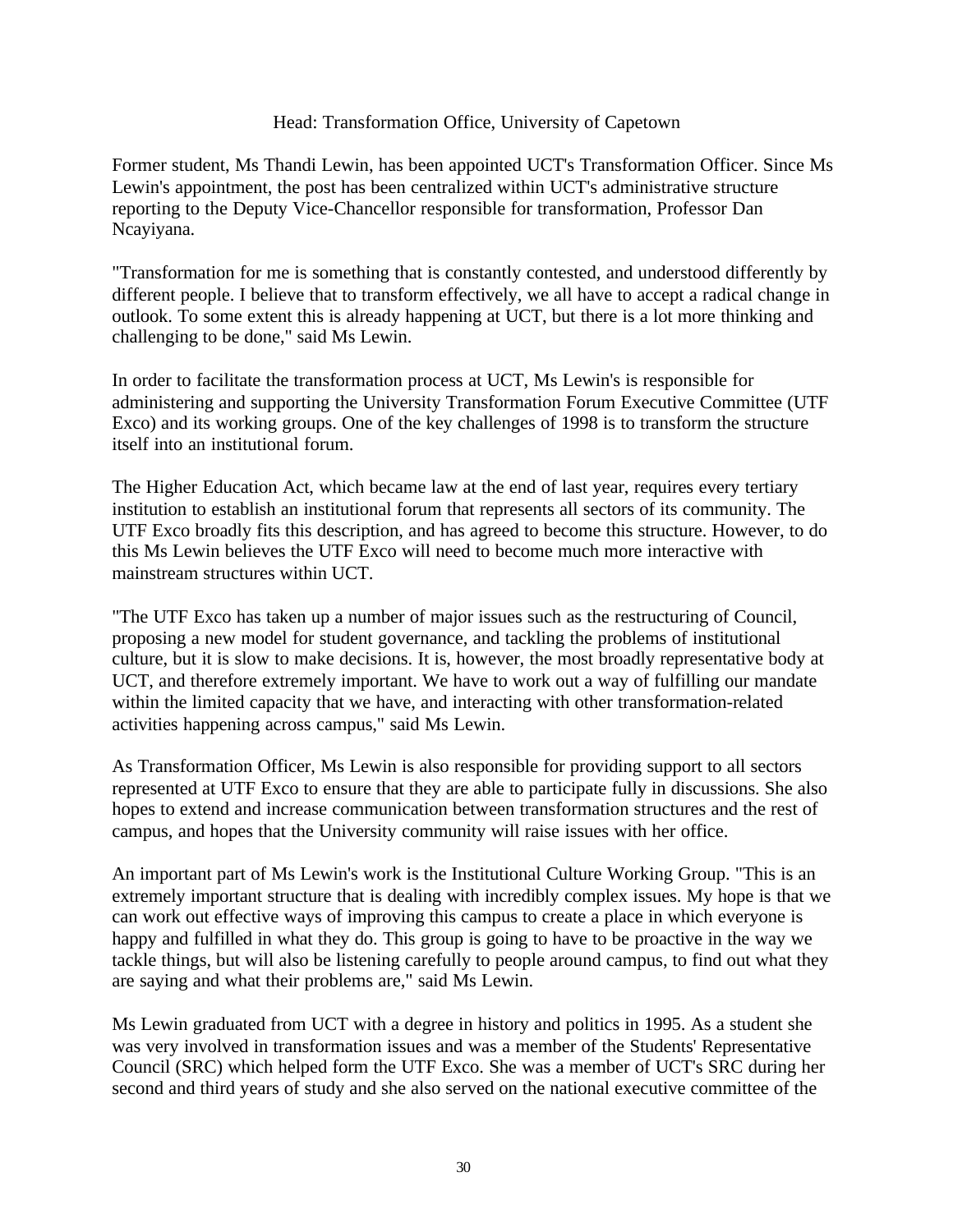## Head: Transformation Office, University of Capetown

Former student, Ms Thandi Lewin, has been appointed UCT's Transformation Officer. Since Ms Lewin's appointment, the post has been centralized within UCT's administrative structure reporting to the Deputy Vice-Chancellor responsible for transformation, Professor Dan Ncayiyana.

"Transformation for me is something that is constantly contested, and understood differently by different people. I believe that to transform effectively, we all have to accept a radical change in outlook. To some extent this is already happening at UCT, but there is a lot more thinking and challenging to be done," said Ms Lewin.

In order to facilitate the transformation process at UCT, Ms Lewin's is responsible for administering and supporting the University Transformation Forum Executive Committee (UTF Exco) and its working groups. One of the key challenges of 1998 is to transform the structure itself into an institutional forum.

The Higher Education Act, which became law at the end of last year, requires every tertiary institution to establish an institutional forum that represents all sectors of its community. The UTF Exco broadly fits this description, and has agreed to become this structure. However, to do this Ms Lewin believes the UTF Exco will need to become much more interactive with mainstream structures within UCT.

"The UTF Exco has taken up a number of major issues such as the restructuring of Council, proposing a new model for student governance, and tackling the problems of institutional culture, but it is slow to make decisions. It is, however, the most broadly representative body at UCT, and therefore extremely important. We have to work out a way of fulfilling our mandate within the limited capacity that we have, and interacting with other transformation-related activities happening across campus," said Ms Lewin.

As Transformation Officer, Ms Lewin is also responsible for providing support to all sectors represented at UTF Exco to ensure that they are able to participate fully in discussions. She also hopes to extend and increase communication between transformation structures and the rest of campus, and hopes that the University community will raise issues with her office.

An important part of Ms Lewin's work is the Institutional Culture Working Group. "This is an extremely important structure that is dealing with incredibly complex issues. My hope is that we can work out effective ways of improving this campus to create a place in which everyone is happy and fulfilled in what they do. This group is going to have to be proactive in the way we tackle things, but will also be listening carefully to people around campus, to find out what they are saying and what their problems are," said Ms Lewin.

Ms Lewin graduated from UCT with a degree in history and politics in 1995. As a student she was very involved in transformation issues and was a member of the Students' Representative Council (SRC) which helped form the UTF Exco. She was a member of UCT's SRC during her second and third years of study and she also served on the national executive committee of the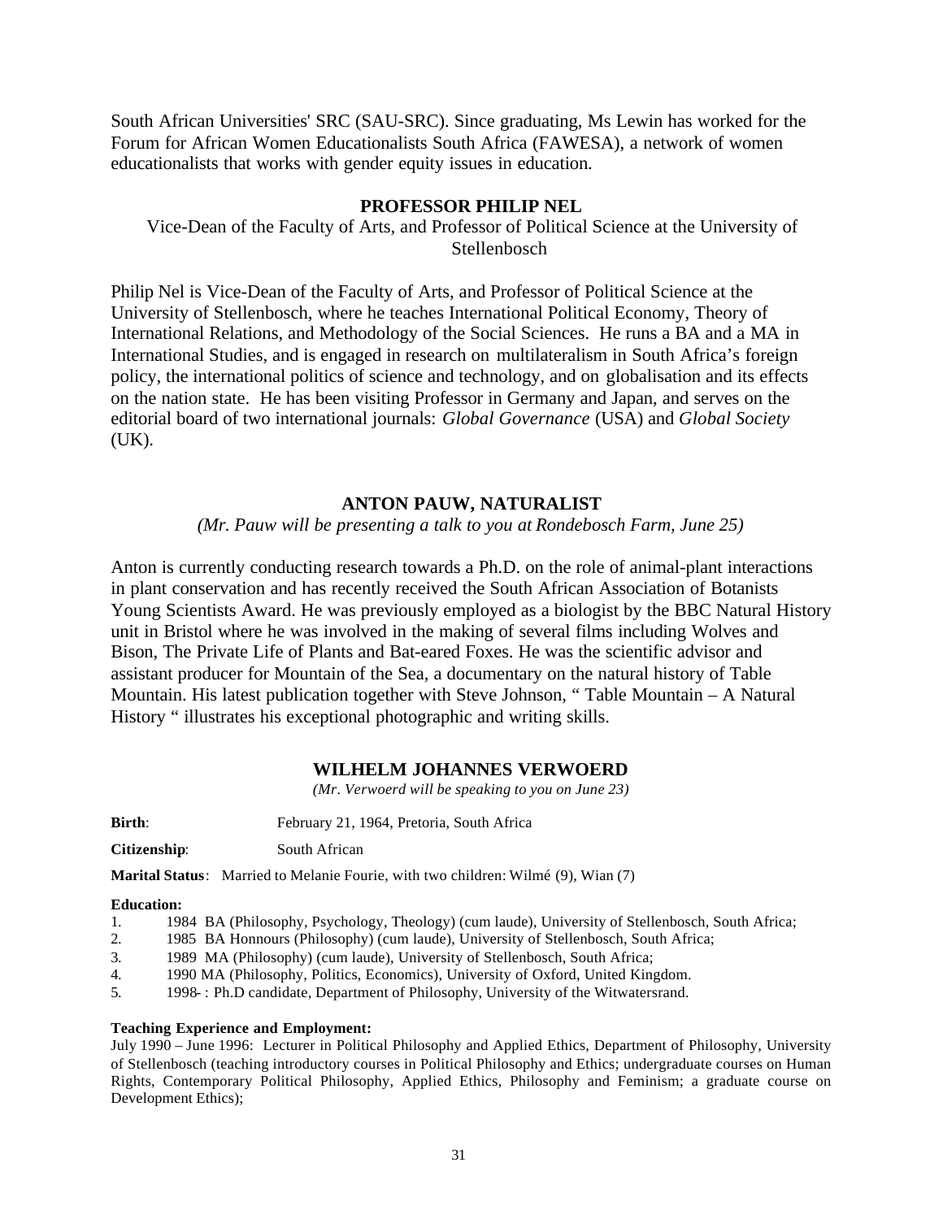South African Universities' SRC (SAU-SRC). Since graduating, Ms Lewin has worked for the Forum for African Women Educationalists South Africa (FAWESA), a network of women educationalists that works with gender equity issues in education.

## PROFESSOR PHILIP NEL

Vice-Dean of the Faculty of Arts, and Professor of Political Science at the University of Stellenbosch

Philip Nel is Vice-Dean of the Faculty of Arts, and Professor of Political Science at the University of Stellenbosch, where he teaches International Political Economy, Theory of International Relations, and Methodology of the Social Sciences. He runs a BA and a MA in International Studies, and is engaged in research on multilateralism in South Africa's foreign policy, the international politics of science and technology, and on globalisation and its effects on the nation state. He has been visiting Professor in Germany and Japan, and serves on the editorial board of two international journals: *Global Governance* (USA) and *Global Society* (UK).

## ANTON PAUW, NATURALIST

*(Mr. Pauw will be presenting a talk to you at Rondebosch Farm, June 25)*

Anton is currently conducting research towards a Ph.D. on the role of animal-plant interactions in plant conservation and has recently received the South African Association of Botanists Young Scientists Award. He was previously employed as a biologist by the BBC Natural History unit in Bristol where he was involved in the making of several films including Wolves and Bison, The Private Life of Plants and Bat-eared Foxes. He was the scientific advisor and assistant producer for Mountain of the Sea, a documentary on the natural history of Table Mountain. His latest publication together with Steve Johnson, " Table Mountain – A Natural History " illustrates his exceptional photographic and writing skills.

## WILHELM JOHANNES VERWOERD

*(Mr. Verwoerd will be speaking to you on June 23)*

**Birth**: February 21, 1964, Pretoria, South Africa

**Citizenship**: South African

**Marital Status**: Married to Melanie Fourie, with two children: Wilmé (9), Wian (7)

**Education:**

1. 1984 BA (Philosophy, Psychology, Theology) (cum laude), University of Stellenbosch, South Africa;
2. 1985 BA Honnours (Philosophy) (cum laude), University of Stellenbosch, South Africa;
3. 1989 MA (Philosophy) (cum laude), University of Stellenbosch, South Africa;
4. 1990 MA (Philosophy, Politics, Economics), University of Oxford, United Kingdom.
5. 1998- : Ph.D candidate, Department of Philosophy, University of the Witwatersrand.

**Teaching Experience and Employment:**

July 1990 – June 1996: Lecturer in Political Philosophy and Applied Ethics, Department of Philosophy, University of Stellenbosch (teaching introductory courses in Political Philosophy and Ethics; undergraduate courses on Human Rights, Contemporary Political Philosophy, Applied Ethics, Philosophy and Feminism; a graduate course on Development Ethics);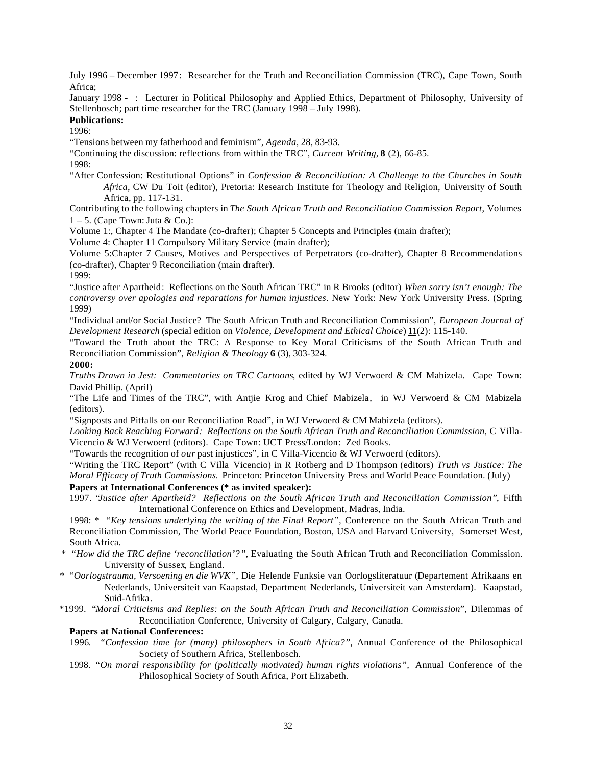July 1996 – December 1997: Researcher for the Truth and Reconciliation Commission (TRC), Cape Town, South Africa;

January 1998 - : Lecturer in Political Philosophy and Applied Ethics, Department of Philosophy, University of Stellenbosch; part time researcher for the TRC (January 1998 – July 1998).

**Publications:**

1996:

"Tensions between my fatherhood and feminism", *Agenda*, 28, 83-93.

"Continuing the discussion: reflections from within the TRC", *Current Writing*, **8** (2), 66-85.

1998:

"After Confession: Restitutional Options" in *Confession & Reconciliation: A Challenge to the Churches in South Africa*, CW Du Toit (editor), Pretoria: Research Institute for Theology and Religion, University of South Africa, pp. 117-131.

Contributing to the following chapters in *The South African Truth and Reconciliation Commission Report*, Volumes 1 – 5. (Cape Town: Juta & Co.):

Volume 1:, Chapter 4 The Mandate (co-drafter); Chapter 5 Concepts and Principles (main drafter);

Volume 4: Chapter 11 Compulsory Military Service (main drafter);

Volume 5:Chapter 7 Causes, Motives and Perspectives of Perpetrators (co-drafter), Chapter 8 Recommendations (co-drafter), Chapter 9 Reconciliation (main drafter).

1999:

"Justice after Apartheid: Reflections on the South African TRC" in R Brooks (editor) *When sorry isn't enough: The controversy over apologies and reparations for human injustices*. New York: New York University Press. (Spring 1999)

"Individual and/or Social Justice? The South African Truth and Reconciliation Commission", *European Journal of Development Research* (special edition on *Violence, Development and Ethical Choice*) 11(2): 115-140.

"Toward the Truth about the TRC: A Response to Key Moral Criticisms of the South African Truth and Reconciliation Commission", *Religion & Theology* **6** (3), 303-324.

**2000:**

*Truths Drawn in Jest: Commentaries on TRC Cartoons*, edited by WJ Verwoerd & CM Mabizela. Cape Town: David Phillip. (April)

"The Life and Times of the TRC", with Antjie Krog and Chief Mabizela, in WJ Verwoerd & CM Mabizela (editors).

"Signposts and Pitfalls on our Reconciliation Road", in WJ Verwoerd & CM Mabizela (editors).

*Looking Back Reaching Forward: Reflections on the South African Truth and Reconciliation Commission*, C Villa-Vicencio & WJ Verwoerd (editors). Cape Town: UCT Press/London: Zed Books.

"Towards the recognition of *our* past injustices", in C Villa-Vicencio & WJ Verwoerd (editors).

"Writing the TRC Report" (with C Villa Vicencio) in R Rotberg and D Thompson (editors) *Truth vs Justice: The Moral Efficacy of Truth Commissions*. Princeton: Princeton University Press and World Peace Foundation. (July)

**Papers at International Conferences (* as invited speaker):**

1997. "*Justice after Apartheid? Reflections on the South African Truth and Reconciliation Commission"*, Fifth International Conference on Ethics and Development, Madras, India.

1998: * *"Key tensions underlying the writing of the Final Report"*, Conference on the South African Truth and Reconciliation Commission, The World Peace Foundation, Boston, USA and Harvard University, Somerset West, South Africa.

* *"How did the TRC define 'reconciliation'?"*, Evaluating the South African Truth and Reconciliation Commission. University of Sussex, England.

* "*Oorlogstrauma, Versoening en die WVK"*, Die Helende Funksie van Oorlogsliteratuur (Departement Afrikaans en Nederlands, Universiteit van Kaapstad, Department Nederlands, Universiteit van Amsterdam). Kaapstad, Suid-Afrika.

*1999. "*Moral Criticisms and Replies: on the South African Truth and Reconciliation Commission*", Dilemmas of Reconciliation Conference, University of Calgary, Calgary, Canada.

**Papers at National Conferences:**

1996. *"Confession time for (many) philosophers in South Africa?"*, Annual Conference of the Philosophical Society of Southern Africa, Stellenbosch.

1998. *"On moral responsibility for (politically motivated) human rights violations"*, Annual Conference of the Philosophical Society of South Africa, Port Elizabeth.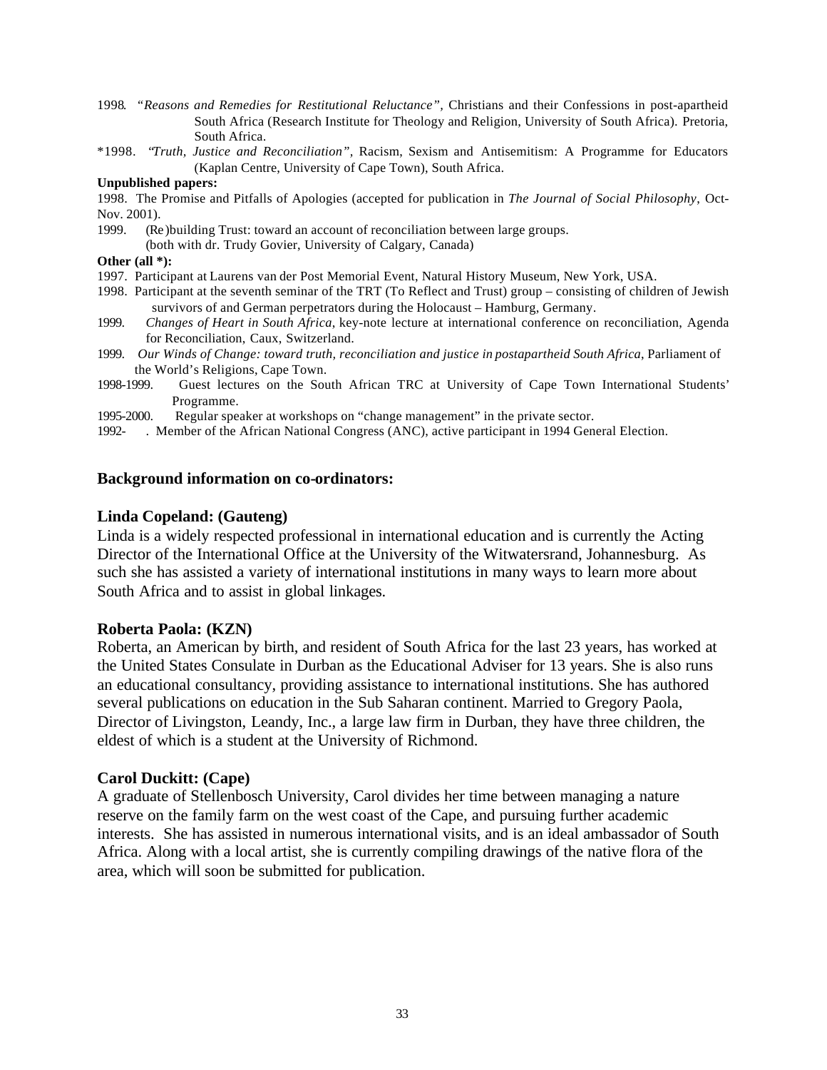1998. *"Reasons and Remedies for Restitutional Reluctance"*, Christians and their Confessions in post-apartheid South Africa (Research Institute for Theology and Religion, University of South Africa). Pretoria, South Africa.

*1998. *"Truth, Justice and Reconciliation"*, Racism, Sexism and Antisemitism: A Programme for Educators (Kaplan Centre, University of Cape Town), South Africa.

**Unpublished papers:**

1998. The Promise and Pitfalls of Apologies (accepted for publication in *The Journal of Social Philosophy*, Oct-Nov. 2001).

1999. (Re)building Trust: toward an account of reconciliation between large groups.
(both with dr. Trudy Govier, University of Calgary, Canada)

**Other (all *):**

1997. Participant at Laurens van der Post Memorial Event, Natural History Museum, New York, USA.

1998. Participant at the seventh seminar of the TRT (To Reflect and Trust) group – consisting of children of Jewish survivors of and German perpetrators during the Holocaust – Hamburg, Germany.

1999. *Changes of Heart in South Africa*, key-note lecture at international conference on reconciliation, Agenda for Reconciliation, Caux, Switzerland.

1999. *Our Winds of Change: toward truth, reconciliation and justice in postapartheid South Africa*, Parliament of the World's Religions, Cape Town.

1998-1999. Guest lectures on the South African TRC at University of Cape Town International Students' Programme.

1995-2000. Regular speaker at workshops on "change management" in the private sector.

1992- . Member of the African National Congress (ANC), active participant in 1994 General Election.

## Background information on co-ordinators:

### Linda Copeland: (Gauteng)

Linda is a widely respected professional in international education and is currently the Acting Director of the International Office at the University of the Witwatersrand, Johannesburg. As such she has assisted a variety of international institutions in many ways to learn more about South Africa and to assist in global linkages.

### Roberta Paola: (KZN)

Roberta, an American by birth, and resident of South Africa for the last 23 years, has worked at the United States Consulate in Durban as the Educational Adviser for 13 years. She is also runs an educational consultancy, providing assistance to international institutions. She has authored several publications on education in the Sub Saharan continent. Married to Gregory Paola, Director of Livingston, Leandy, Inc., a large law firm in Durban, they have three children, the eldest of which is a student at the University of Richmond.

### Carol Duckitt: (Cape)

A graduate of Stellenbosch University, Carol divides her time between managing a nature reserve on the family farm on the west coast of the Cape, and pursuing further academic interests. She has assisted in numerous international visits, and is an ideal ambassador of South Africa. Along with a local artist, she is currently compiling drawings of the native flora of the area, which will soon be submitted for publication.